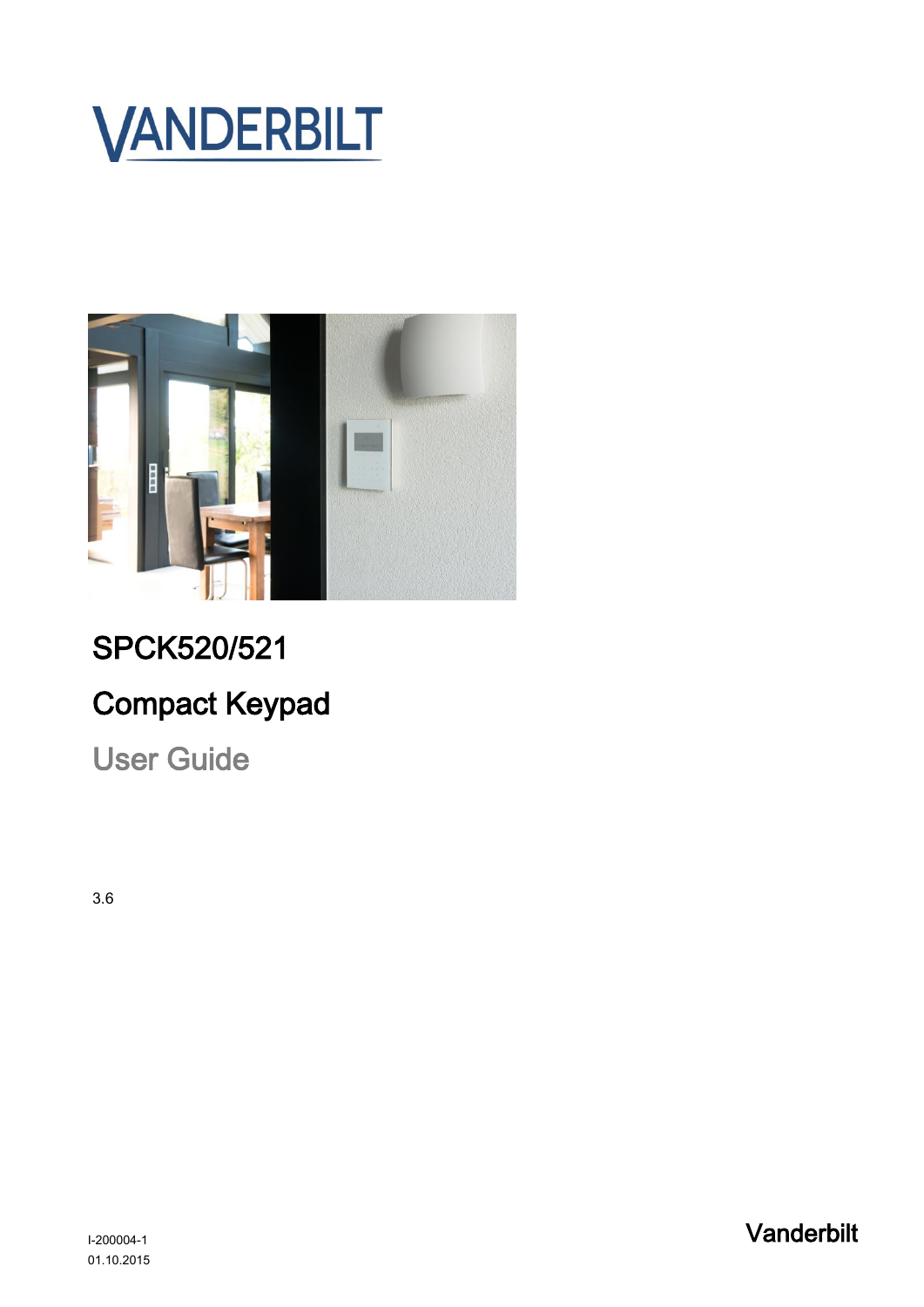VANDERBILT

# SPCK520/521

# Compact Keypad

## User Guide

3.6

I-200004-1
01.10.2015

Vanderbilt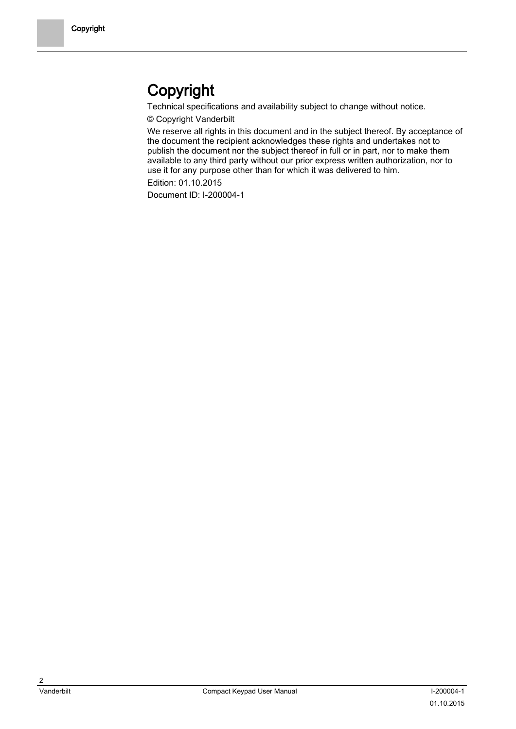# Copyright

Technical specifications and availability subject to change without notice.

© Copyright Vanderbilt

We reserve all rights in this document and in the subject thereof. By acceptance of the document the recipient acknowledges these rights and undertakes not to publish the document nor the subject thereof in full or in part, nor to make them available to any third party without our prior express written authorization, nor to use it for any purpose other than for which it was delivered to him.

Edition: 01.10.2015

Document ID: I-200004-1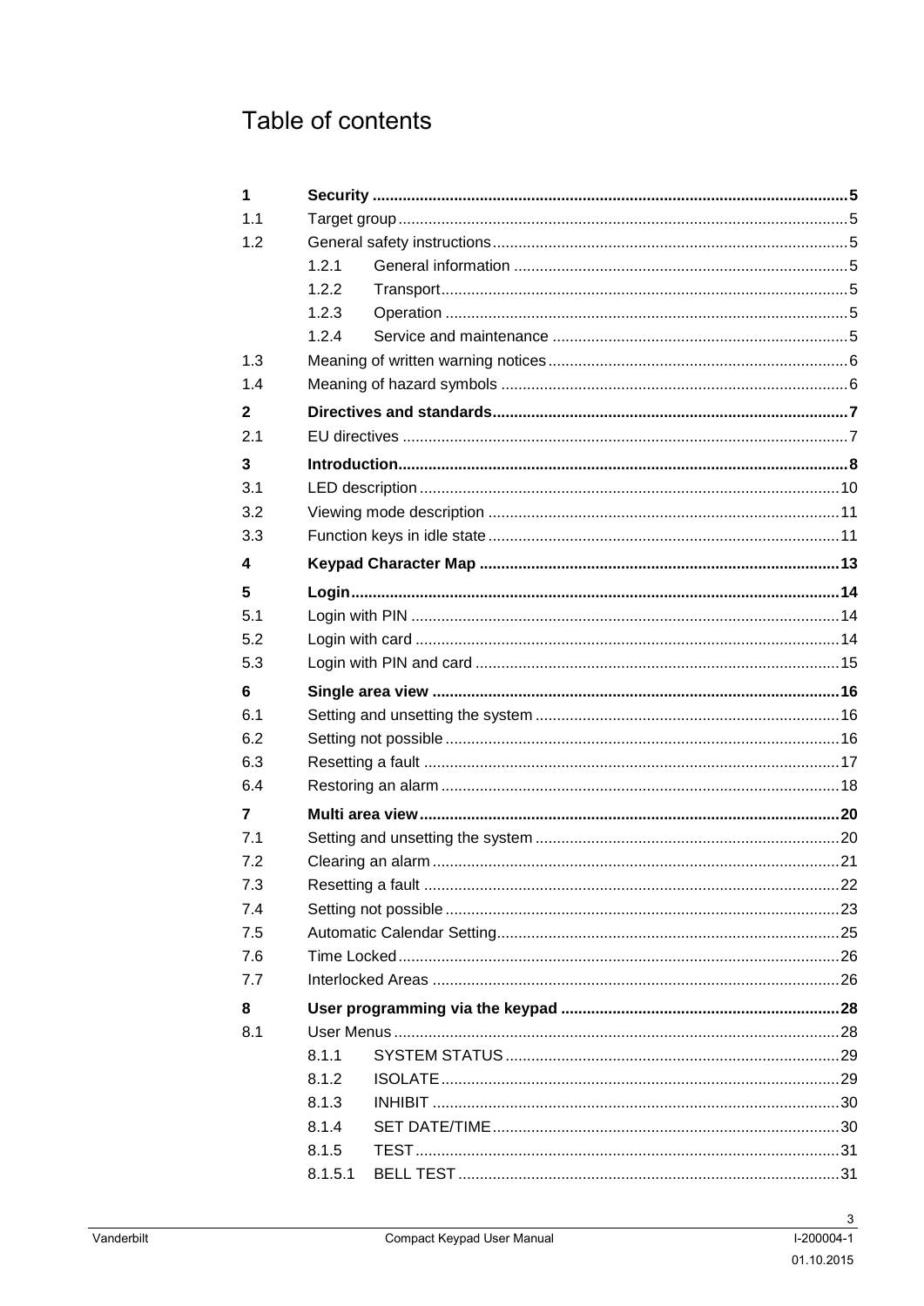# Table of contents

**1 Security ... 5**

1.1 Target group ... 5

1.2 General safety instructions ... 5

- 1.2.1 General information ... 5
- 1.2.2 Transport ... 5
- 1.2.3 Operation ... 5
- 1.2.4 Service and maintenance ... 5

1.3 Meaning of written warning notices ... 6

1.4 Meaning of hazard symbols ... 6

**2 Directives and standards ... 7**

2.1 EU directives ... 7

**3 Introduction ... 8**

3.1 LED description ... 10

3.2 Viewing mode description ... 11

3.3 Function keys in idle state ... 11

**4 Keypad Character Map ... 13**

**5 Login ... 14**

5.1 Login with PIN ... 14

5.2 Login with card ... 14

5.3 Login with PIN and card ... 15

**6 Single area view ... 16**

6.1 Setting and unsetting the system ... 16

6.2 Setting not possible ... 16

6.3 Resetting a fault ... 17

6.4 Restoring an alarm ... 18

**7 Multi area view ... 20**

7.1 Setting and unsetting the system ... 20

7.2 Clearing an alarm ... 21

7.3 Resetting a fault ... 22

7.4 Setting not possible ... 23

7.5 Automatic Calendar Setting ... 25

7.6 Time Locked ... 26

7.7 Interlocked Areas ... 26

**8 User programming via the keypad ... 28**

8.1 User Menus ... 28

- 8.1.1 SYSTEM STATUS ... 29
- 8.1.2 ISOLATE ... 29
- 8.1.3 INHIBIT ... 30
- 8.1.4 SET DATE/TIME ... 30
- 8.1.5 TEST ... 31
- 8.1.5.1 BELL TEST ... 31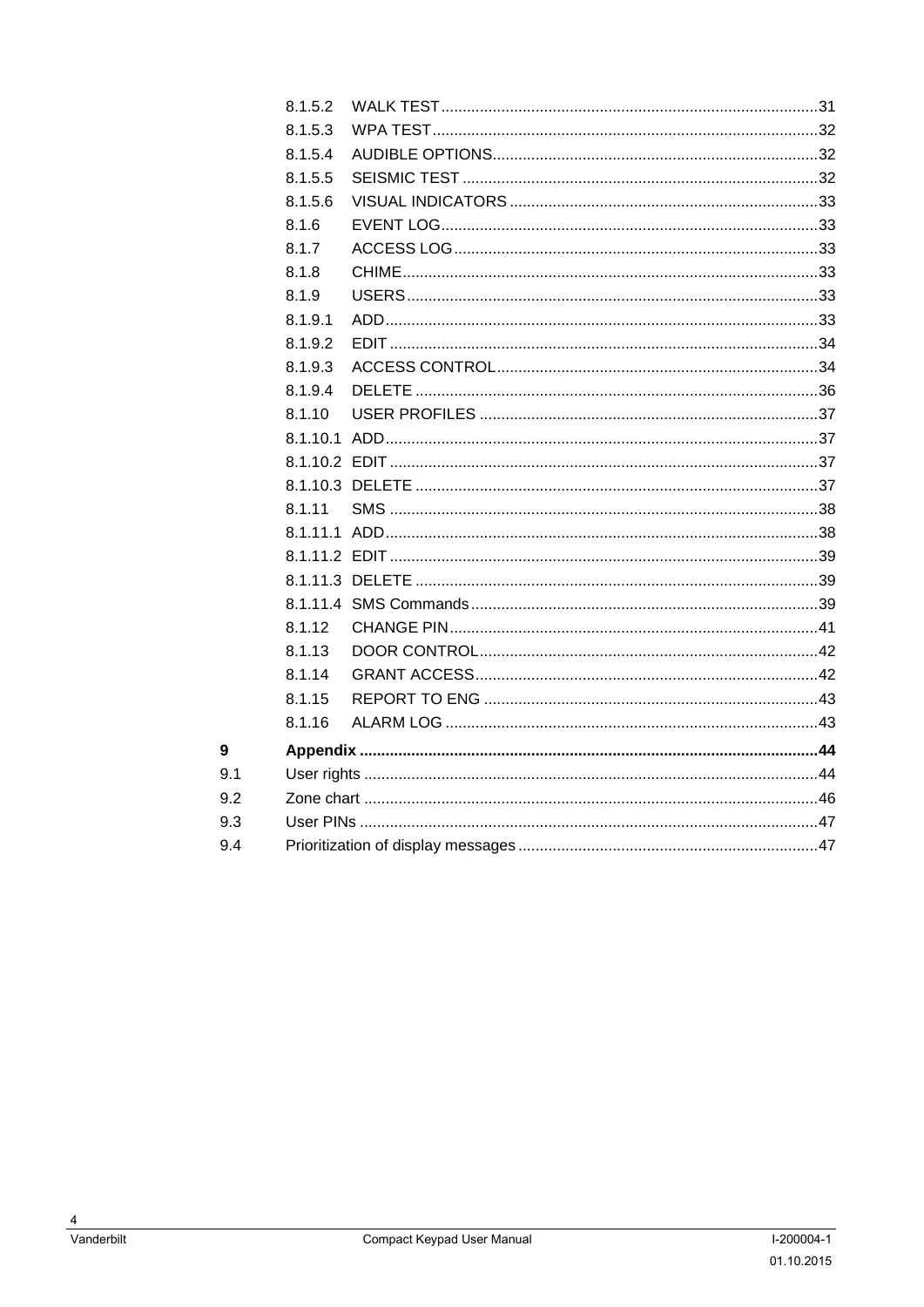8.1.5.2 WALK TEST ........................................................................................31
8.1.5.3 WPA TEST..........................................................................................32
8.1.5.4 AUDIBLE OPTIONS............................................................................32
8.1.5.5 SEISMIC TEST ...................................................................................32
8.1.5.6 VISUAL INDICATORS ........................................................................33
8.1.6 EVENT LOG........................................................................................33
8.1.7 ACCESS LOG.....................................................................................33
8.1.8 CHIME.................................................................................................33
8.1.9 USERS................................................................................................33
8.1.9.1 ADD.....................................................................................................33
8.1.9.2 EDIT ....................................................................................................34
8.1.9.3 ACCESS CONTROL...........................................................................34
8.1.9.4 DELETE ..............................................................................................36
8.1.10 USER PROFILES ...............................................................................37
8.1.10.1 ADD.....................................................................................................37
8.1.10.2 EDIT ....................................................................................................37
8.1.10.3 DELETE ..............................................................................................37
8.1.11 SMS ....................................................................................................38
8.1.11.1 ADD.....................................................................................................38
8.1.11.2 EDIT ....................................................................................................39
8.1.11.3 DELETE ..............................................................................................39
8.1.11.4 SMS Commands .................................................................................39
8.1.12 CHANGE PIN......................................................................................41
8.1.13 DOOR CONTROL...............................................................................42
8.1.14 GRANT ACCESS................................................................................42
8.1.15 REPORT TO ENG ..............................................................................43
8.1.16 ALARM LOG .......................................................................................43

**9 Appendix ..........................................................................................................44**

9.1 User rights ..........................................................................................................44
9.2 Zone chart ..........................................................................................................46
9.3 User PINs ...........................................................................................................47
9.4 Prioritization of display messages ......................................................................47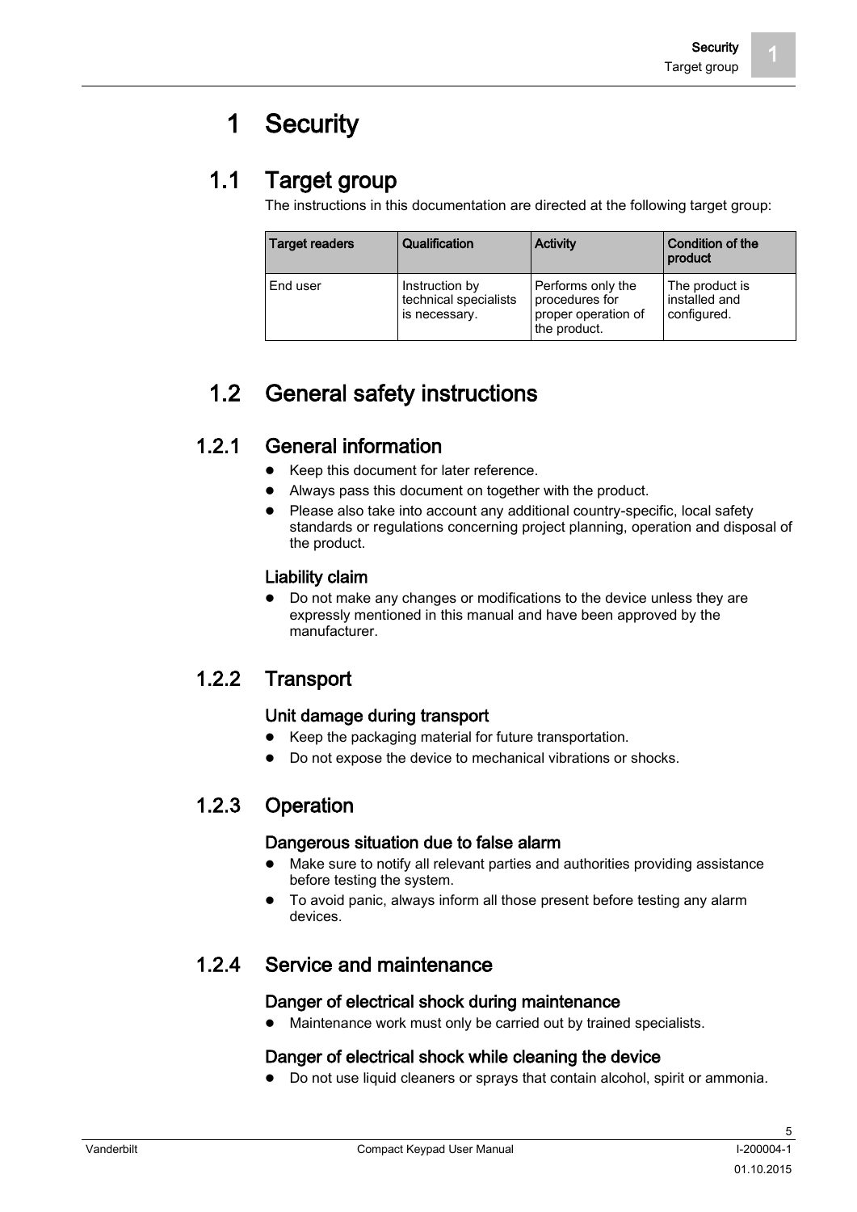# 1 Security

## 1.1 Target group

The instructions in this documentation are directed at the following target group:

| Target readers | Qualification | Activity | Condition of the product |
|---|---|---|---|
| End user | Instruction by technical specialists is necessary. | Performs only the procedures for proper operation of the product. | The product is installed and configured. |

## 1.2 General safety instructions

### 1.2.1 General information

- Keep this document for later reference.
- Always pass this document on together with the product.
- Please also take into account any additional country-specific, local safety standards or regulations concerning project planning, operation and disposal of the product.

#### Liability claim

- Do not make any changes or modifications to the device unless they are expressly mentioned in this manual and have been approved by the manufacturer.

### 1.2.2 Transport

#### Unit damage during transport

- Keep the packaging material for future transportation.
- Do not expose the device to mechanical vibrations or shocks.

### 1.2.3 Operation

#### Dangerous situation due to false alarm

- Make sure to notify all relevant parties and authorities providing assistance before testing the system.
- To avoid panic, always inform all those present before testing any alarm devices.

### 1.2.4 Service and maintenance

#### Danger of electrical shock during maintenance

- Maintenance work must only be carried out by trained specialists.

#### Danger of electrical shock while cleaning the device

- Do not use liquid cleaners or sprays that contain alcohol, spirit or ammonia.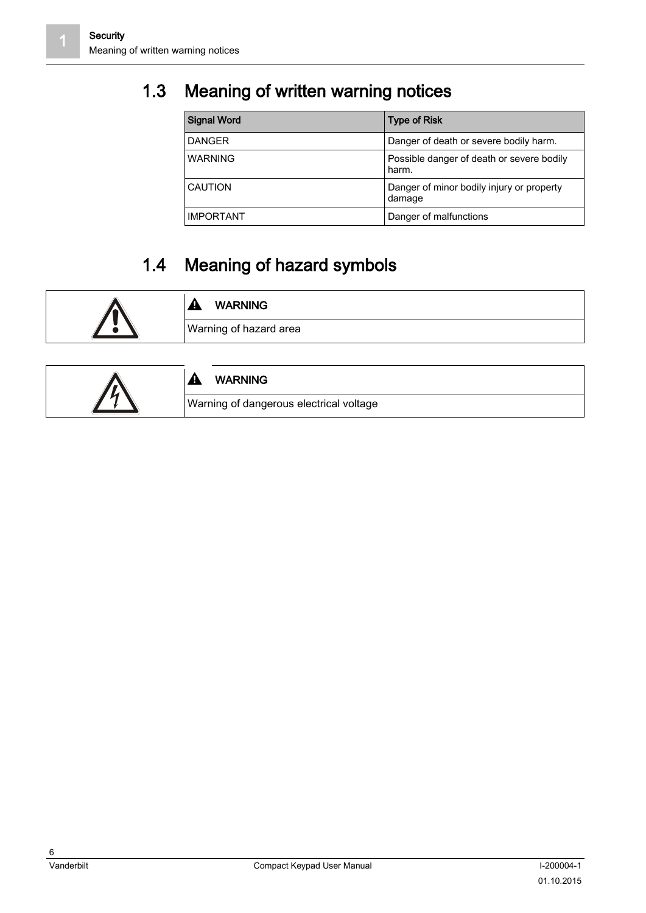## 1.3 Meaning of written warning notices

| Signal Word | Type of Risk |
|---|---|
| DANGER | Danger of death or severe bodily harm. |
| WARNING | Possible danger of death or severe bodily harm. |
| CAUTION | Danger of minor bodily injury or property damage |
| IMPORTANT | Danger of malfunctions |

## 1.4 Meaning of hazard symbols

| | |
|---|---|
| | **WARNING** |
| | Warning of hazard area |

| | |
|---|---|
| | **WARNING** |
| | Warning of dangerous electrical voltage |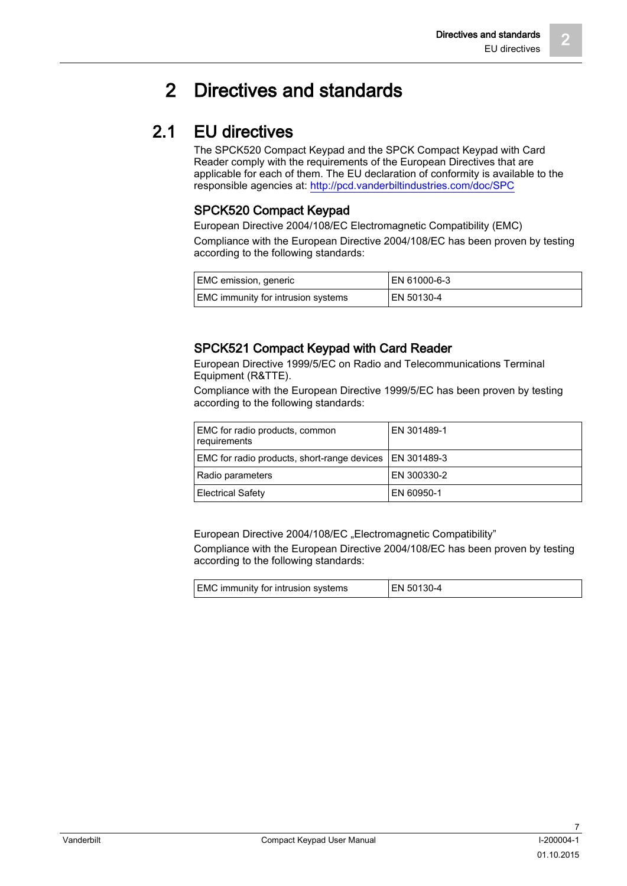# 2 Directives and standards

## 2.1 EU directives

The SPCK520 Compact Keypad and the SPCK Compact Keypad with Card Reader comply with the requirements of the European Directives that are applicable for each of them. The EU declaration of conformity is available to the responsible agencies at: http://pcd.vanderbiltindustries.com/doc/SPC

### SPCK520 Compact Keypad

European Directive 2004/108/EC Electromagnetic Compatibility (EMC)

Compliance with the European Directive 2004/108/EC has been proven by testing according to the following standards:

| | |
|---|---|
| EMC emission, generic | EN 61000-6-3 |
| EMC immunity for intrusion systems | EN 50130-4 |

### SPCK521 Compact Keypad with Card Reader

European Directive 1999/5/EC on Radio and Telecommunications Terminal Equipment (R&TTE).

Compliance with the European Directive 1999/5/EC has been proven by testing according to the following standards:

| | |
|---|---|
| EMC for radio products, common requirements | EN 301489-1 |
| EMC for radio products, short-range devices | EN 301489-3 |
| Radio parameters | EN 300330-2 |
| Electrical Safety | EN 60950-1 |

European Directive 2004/108/EC „Electromagnetic Compatibility"

Compliance with the European Directive 2004/108/EC has been proven by testing according to the following standards:

| | |
|---|---|
| EMC immunity for intrusion systems | EN 50130-4 |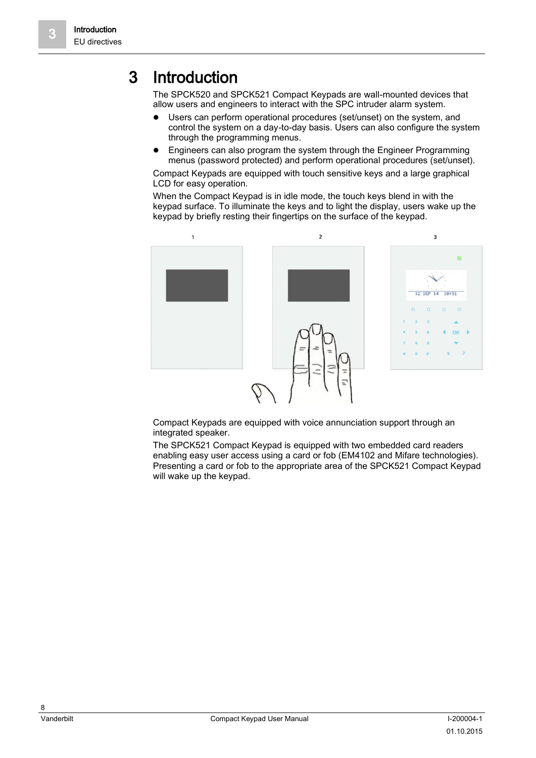# 3 Introduction

The SPCK520 and SPCK521 Compact Keypads are wall-mounted devices that allow users and engineers to interact with the SPC intruder alarm system.

- Users can perform operational procedures (set/unset) on the system, and control the system on a day-to-day basis. Users can also configure the system through the programming menus.
- Engineers can also program the system through the Engineer Programming menus (password protected) and perform operational procedures (set/unset).

Compact Keypads are equipped with touch sensitive keys and a large graphical LCD for easy operation.

When the Compact Keypad is in idle mode, the touch keys blend in with the keypad surface. To illuminate the keys and to light the display, users wake up the keypad by briefly resting their fingertips on the surface of the keypad.

1

2

3

12 SEP 14 10:51

OK

X ?

Compact Keypads are equipped with voice annunciation support through an integrated speaker.

The SPCK521 Compact Keypad is equipped with two embedded card readers enabling easy user access using a card or fob (EM4102 and Mifare technologies). Presenting a card or fob to the appropriate area of the SPCK521 Compact Keypad will wake up the keypad.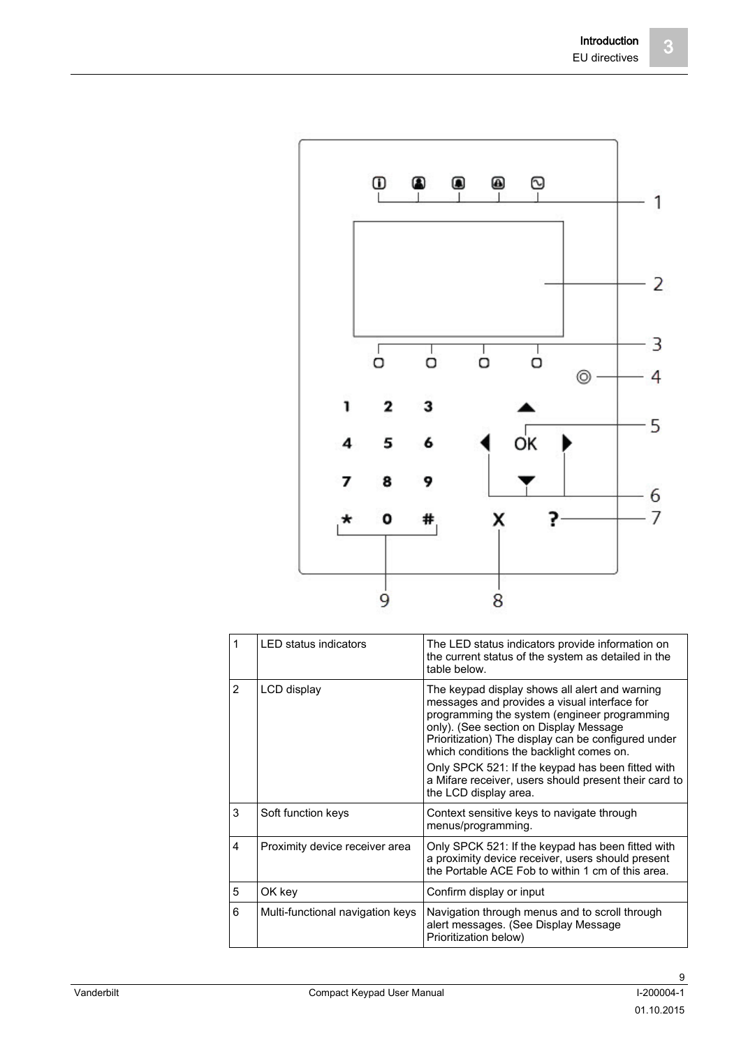| | | |
|---|---|---|
| 1 | LED status indicators | The LED status indicators provide information on the current status of the system as detailed in the table below. |
| 2 | LCD display | The keypad display shows all alert and warning messages and provides a visual interface for programming the system (engineer programming only). (See section on Display Message Prioritization) The display can be configured under which conditions the backlight comes on.<br>Only SPCK 521: If the keypad has been fitted with a Mifare receiver, users should present their card to the LCD display area. |
| 3 | Soft function keys | Context sensitive keys to navigate through menus/programming. |
| 4 | Proximity device receiver area | Only SPCK 521: If the keypad has been fitted with a proximity device receiver, users should present the Portable ACE Fob to within 1 cm of this area. |
| 5 | OK key | Confirm display or input |
| 6 | Multi-functional navigation keys | Navigation through menus and to scroll through alert messages. (See Display Message Prioritization below) |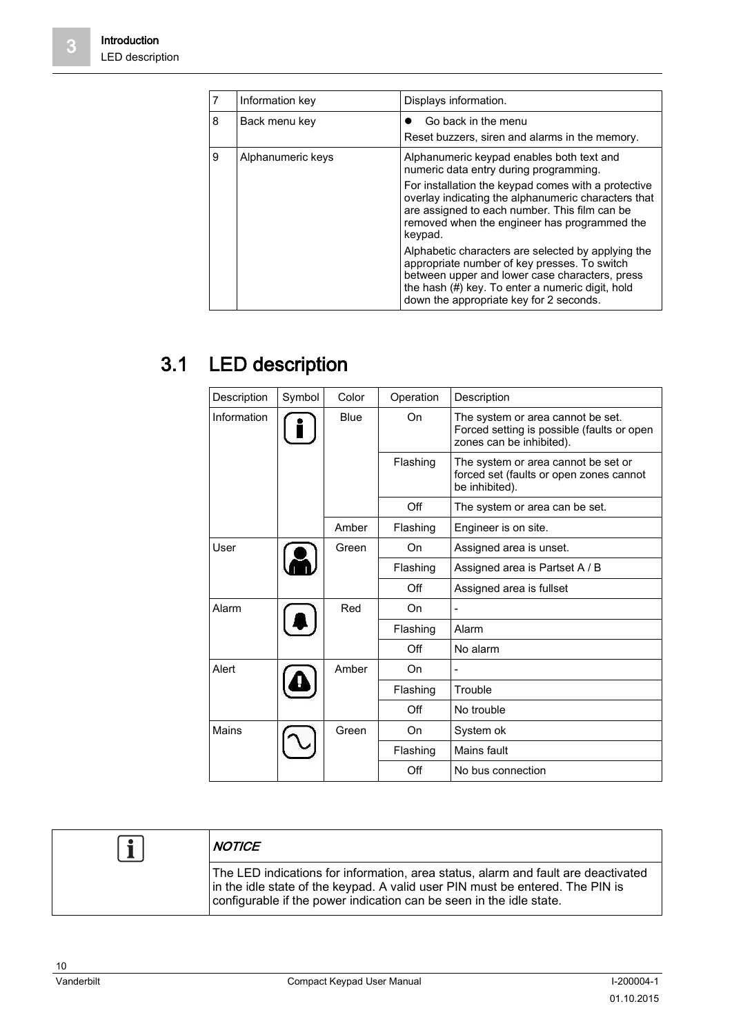| | | |
|---|---|---|
| 7 | Information key | Displays information. |
| 8 | Back menu key | • Go back in the menu<br>Reset buzzers, siren and alarms in the memory. |
| 9 | Alphanumeric keys | Alphanumeric keypad enables both text and numeric data entry during programming.<br>For installation the keypad comes with a protective overlay indicating the alphanumeric characters that are assigned to each number. This film can be removed when the engineer has programmed the keypad.<br>Alphabetic characters are selected by applying the appropriate number of key presses. To switch between upper and lower case characters, press the hash (#) key. To enter a numeric digit, hold down the appropriate key for 2 seconds. |

## 3.1 LED description

| Description | Symbol | Color | Operation | Description |
|---|---|---|---|---|
| Information | | Blue | On | The system or area cannot be set. Forced setting is possible (faults or open zones can be inhibited). |
| | | | Flashing | The system or area cannot be set or forced set (faults or open zones cannot be inhibited). |
| | | | Off | The system or area can be set. |
| | | Amber | Flashing | Engineer is on site. |
| User | | Green | On | Assigned area is unset. |
| | | | Flashing | Assigned area is Partset A / B |
| | | | Off | Assigned area is fullset |
| Alarm | | Red | On | - |
| | | | Flashing | Alarm |
| | | | Off | No alarm |
| Alert | | Amber | On | - |
| | | | Flashing | Trouble |
| | | | Off | No trouble |
| Mains | | Green | On | System ok |
| | | | Flashing | Mains fault |
| | | | Off | No bus connection |

***NOTICE***

The LED indications for information, area status, alarm and fault are deactivated in the idle state of the keypad. A valid user PIN must be entered. The PIN is configurable if the power indication can be seen in the idle state.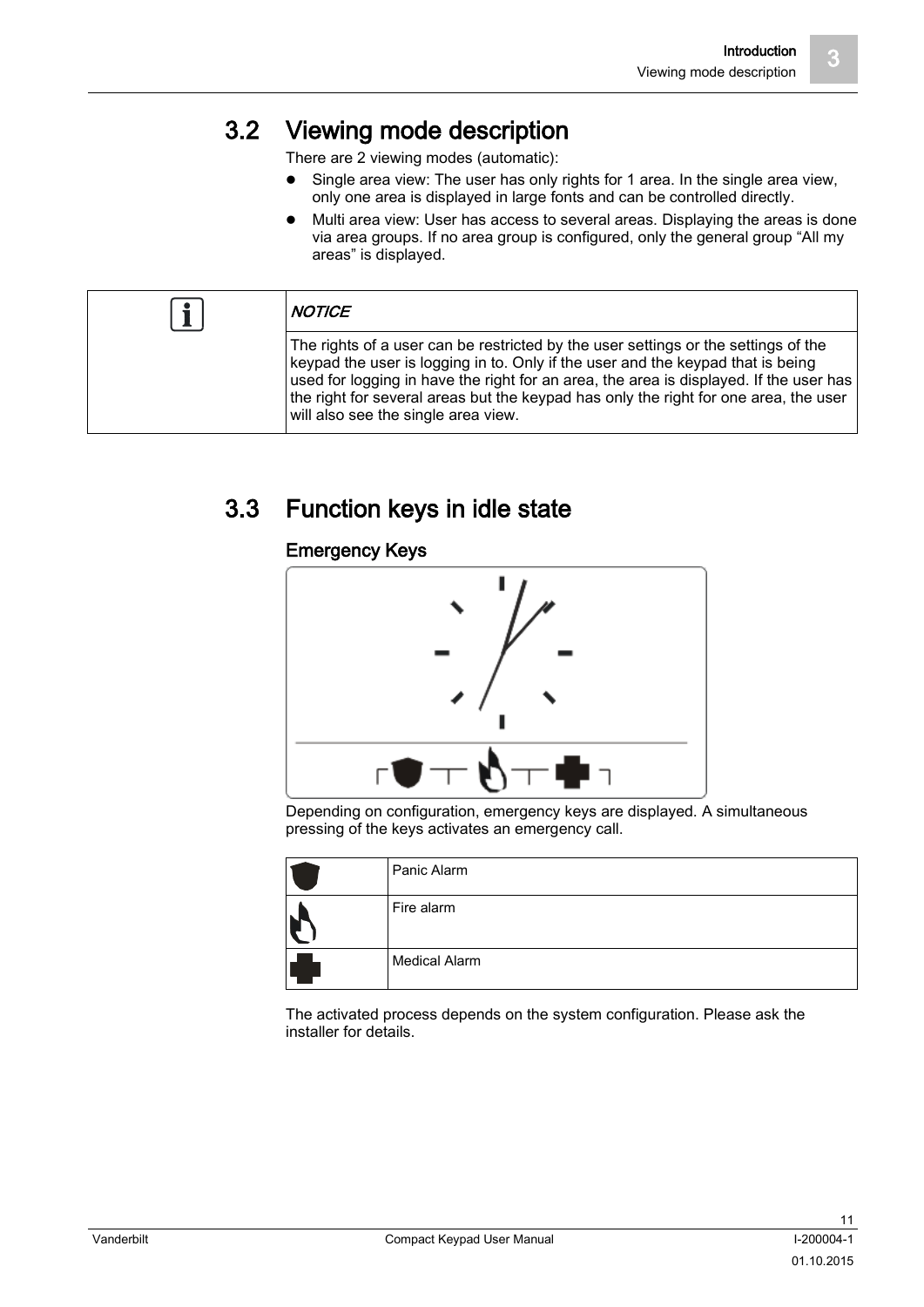## 3.2 Viewing mode description

There are 2 viewing modes (automatic):

- Single area view: The user has only rights for 1 area. In the single area view, only one area is displayed in large fonts and can be controlled directly.
- Multi area view: User has access to several areas. Displaying the areas is done via area groups. If no area group is configured, only the general group “All my areas” is displayed.

| | |
|---|---|
| | *NOTICE* |
| | The rights of a user can be restricted by the user settings or the settings of the keypad the user is logging in to. Only if the user and the keypad that is being used for logging in have the right for an area, the area is displayed. If the user has the right for several areas but the keypad has only the right for one area, the user will also see the single area view. |

## 3.3 Function keys in idle state

### Emergency Keys

Depending on configuration, emergency keys are displayed. A simultaneous pressing of the keys activates an emergency call.

| | |
|---|---|
| | Panic Alarm |
| | Fire alarm |
| | Medical Alarm |

The activated process depends on the system configuration. Please ask the installer for details.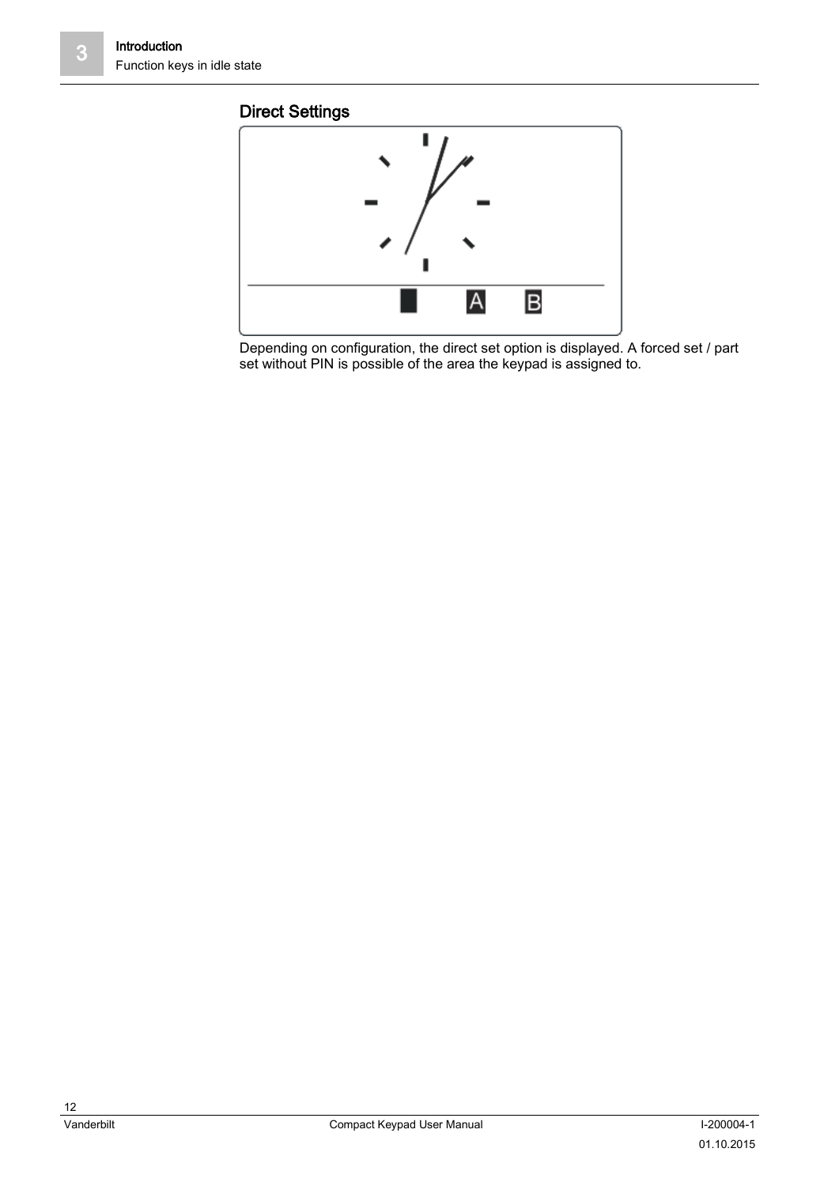## Direct Settings

Depending on configuration, the direct set option is displayed. A forced set / part set without PIN is possible of the area the keypad is assigned to.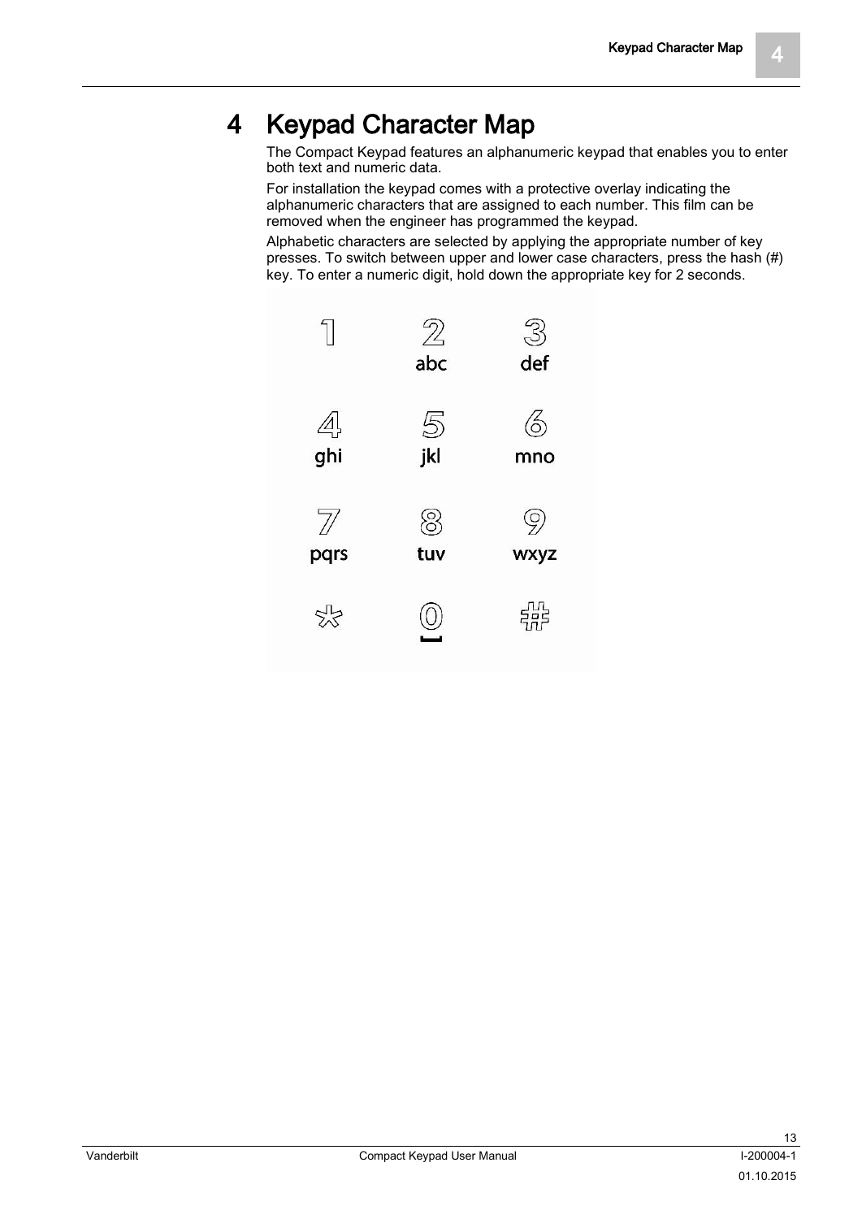# 4 Keypad Character Map

The Compact Keypad features an alphanumeric keypad that enables you to enter both text and numeric data.

For installation the keypad comes with a protective overlay indicating the alphanumeric characters that are assigned to each number. This film can be removed when the engineer has programmed the keypad.

Alphabetic characters are selected by applying the appropriate number of key presses. To switch between upper and lower case characters, press the hash (#) key. To enter a numeric digit, hold down the appropriate key for 2 seconds.

| | | |
|---|---|---|
| 1 | 2 abc | 3 def |
| 4 ghi | 5 jkl | 6 mno |
| 7 pqrs | 8 tuv | 9 wxyz |
| * | 0 ␣ | # |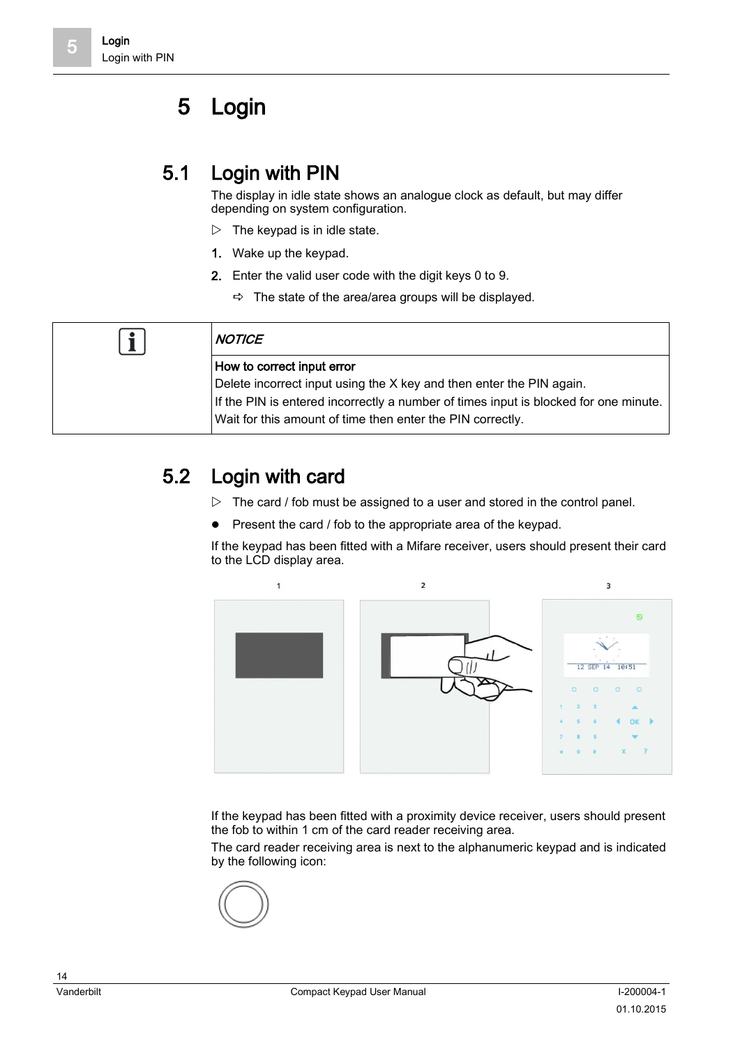# 5 Login

## 5.1 Login with PIN

The display in idle state shows an analogue clock as default, but may differ depending on system configuration.

▷ The keypad is in idle state.

1. Wake up the keypad.
2. Enter the valid user code with the digit keys 0 to 9.
   ⇨ The state of the area/area groups will be displayed.

| | |
|---|---|
| | *NOTICE* |
| | **How to correct input error**<br>Delete incorrect input using the X key and then enter the PIN again.<br>If the PIN is entered incorrectly a number of times input is blocked for one minute.<br>Wait for this amount of time then enter the PIN correctly. |

## 5.2 Login with card

▷ The card / fob must be assigned to a user and stored in the control panel.

- Present the card / fob to the appropriate area of the keypad.

If the keypad has been fitted with a Mifare receiver, users should present their card to the LCD display area.

1

2

3

12 SEP 14 10:51

If the keypad has been fitted with a proximity device receiver, users should present the fob to within 1 cm of the card reader receiving area.

The card reader receiving area is next to the alphanumeric keypad and is indicated by the following icon: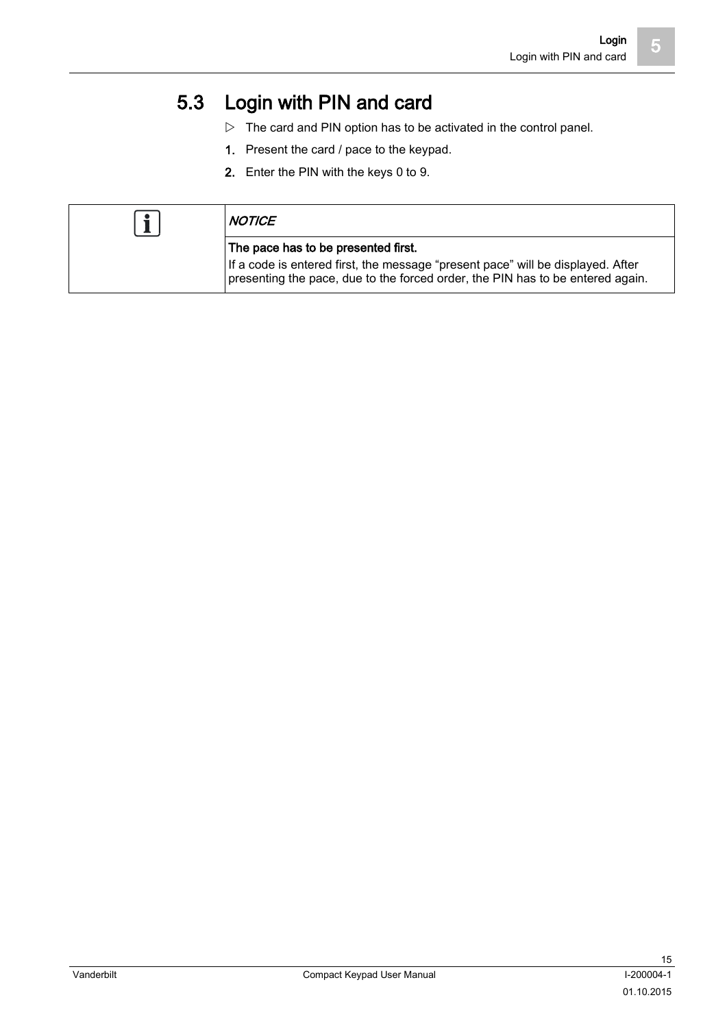## 5.3 Login with PIN and card

▷ The card and PIN option has to be activated in the control panel.

1. Present the card / pace to the keypad.
2. Enter the PIN with the keys 0 to 9.

| | |
|---|---|
| | *NOTICE* |
| | **The pace has to be presented first.**<br>If a code is entered first, the message “present pace” will be displayed. After presenting the pace, due to the forced order, the PIN has to be entered again. |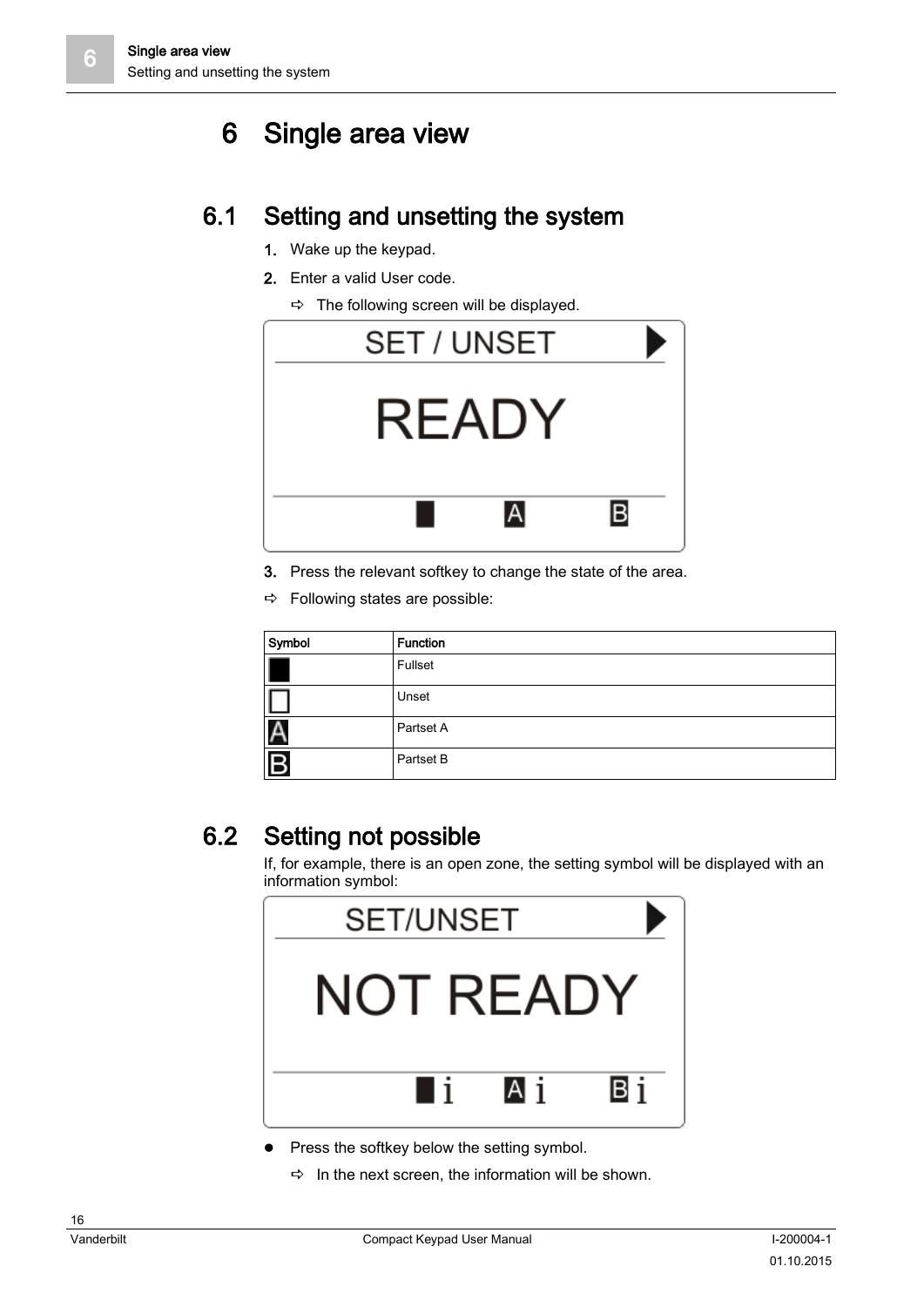# 6 Single area view

## 6.1 Setting and unsetting the system

1. Wake up the keypad.
2. Enter a valid User code.
   - ⇨ The following screen will be displayed.

SET / UNSET

READY

3. Press the relevant softkey to change the state of the area.

⇨ Following states are possible:

| Symbol | Function |
|---|---|
| ■ | Fullset |
| □ | Unset |
| A | Partset A |
| B | Partset B |

## 6.2 Setting not possible

If, for example, there is an open zone, the setting symbol will be displayed with an information symbol:

SET/UNSET

NOT READY

- Press the softkey below the setting symbol.
  - ⇨ In the next screen, the information will be shown.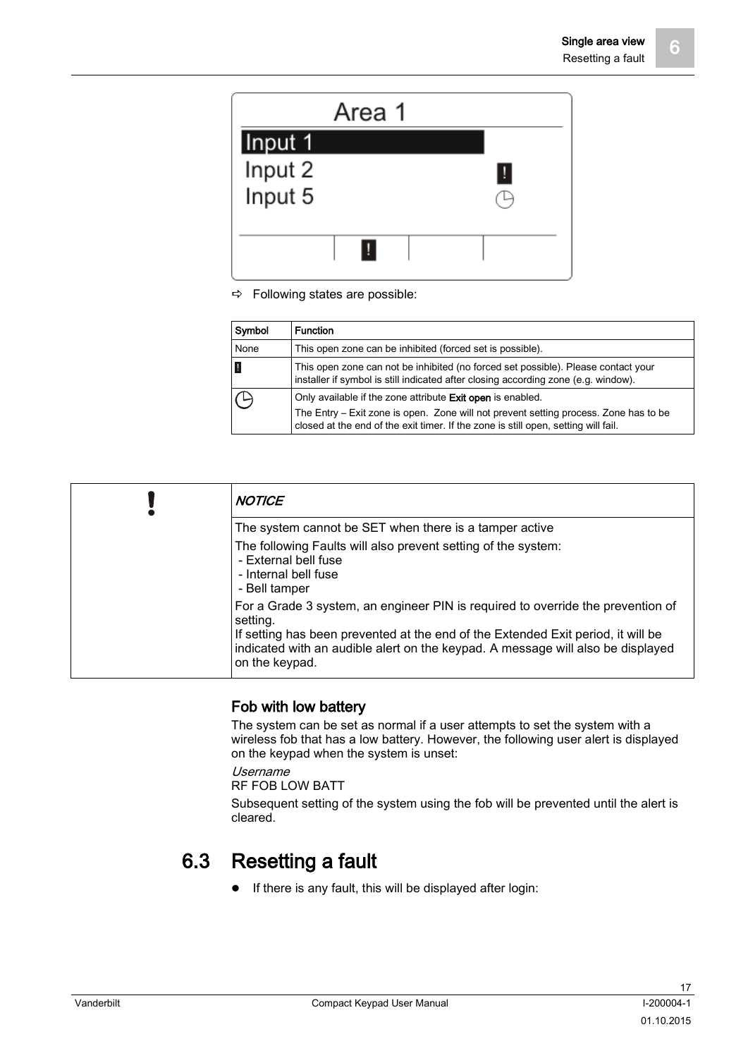Area 1

Input 1

Input 2 !

Input 5

⇨ Following states are possible:

| Symbol | Function |
|---|---|
| None | This open zone can be inhibited (forced set is possible). |
| ! | This open zone can not be inhibited (no forced set possible). Please contact your installer if symbol is still indicated after closing according zone (e.g. window). |
| (clock symbol) | Only available if the zone attribute **Exit open** is enabled.<br>The Entry – Exit zone is open. Zone will not prevent setting process. Zone has to be closed at the end of the exit timer. If the zone is still open, setting will fail. |

| ! | ***NOTICE*** |
|---|---|
| | The system cannot be SET when there is a tamper active<br>The following Faults will also prevent setting of the system:<br>- External bell fuse<br>- Internal bell fuse<br>- Bell tamper<br>For a Grade 3 system, an engineer PIN is required to override the prevention of setting.<br>If setting has been prevented at the end of the Extended Exit period, it will be indicated with an audible alert on the keypad. A message will also be displayed on the keypad. |

### Fob with low battery

The system can be set as normal if a user attempts to set the system with a wireless fob that has a low battery. However, the following user alert is displayed on the keypad when the system is unset:

*Username*
RF FOB LOW BATT

Subsequent setting of the system using the fob will be prevented until the alert is cleared.

## 6.3 Resetting a fault

- If there is any fault, this will be displayed after login: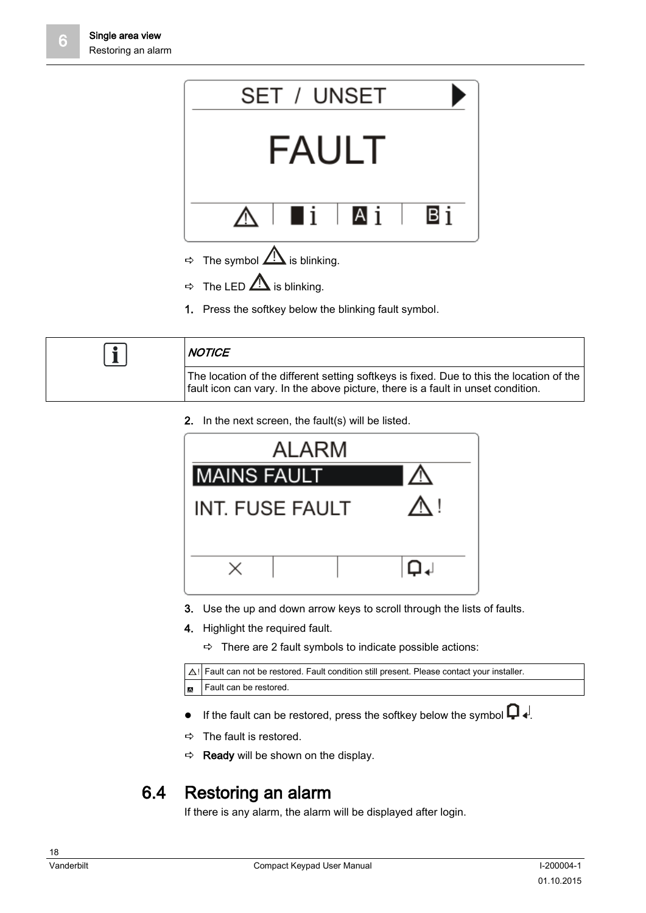⇨ The symbol ⚠ is blinking.

⇨ The LED ⚠ is blinking.

1. Press the softkey below the blinking fault symbol.

| | |
|---|---|
| | *NOTICE* |
| | The location of the different setting softkeys is fixed. Due to this the location of the fault icon can vary. In the above picture, there is a fault in unset condition. |

2. In the next screen, the fault(s) will be listed.

3. Use the up and down arrow keys to scroll through the lists of faults.

4. Highlight the required fault.

   ⇨ There are 2 fault symbols to indicate possible actions:

| | |
|---|---|
| ⚠! | Fault can not be restored. Fault condition still present. Please contact your installer. |
| ⚠ | Fault can be restored. |

- If the fault can be restored, press the softkey below the symbol .

⇨ The fault is restored.

⇨ **Ready** will be shown on the display.

## 6.4 Restoring an alarm

If there is any alarm, the alarm will be displayed after login.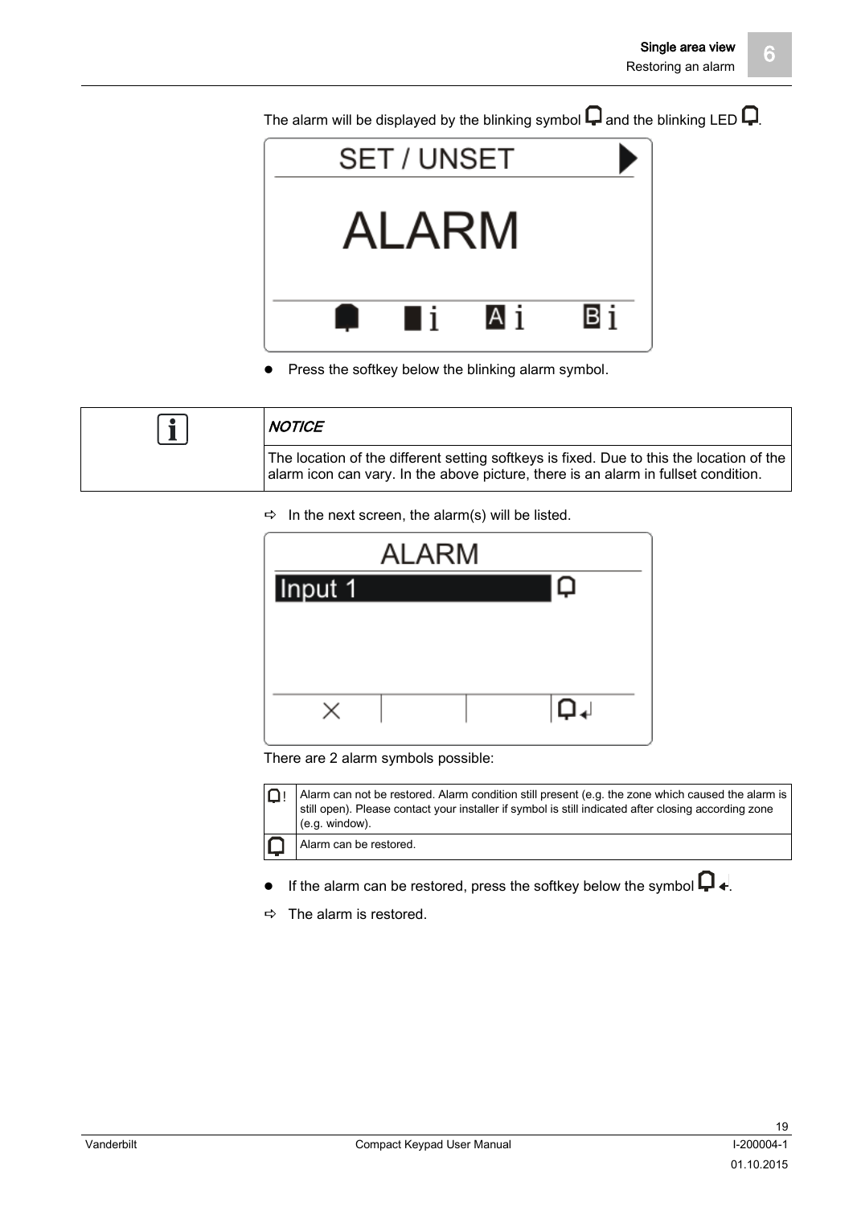The alarm will be displayed by the blinking symbol and the blinking LED.

SET / UNSET

ALARM

- Press the softkey below the blinking alarm symbol.

| | |
|---|---|
| | *NOTICE* |
| | The location of the different setting softkeys is fixed. Due to this the location of the alarm icon can vary. In the above picture, there is an alarm in fullset condition. |

⇨ In the next screen, the alarm(s) will be listed.

ALARM

Input 1

There are 2 alarm symbols possible:

| | |
|---|---|
| ! | Alarm can not be restored. Alarm condition still present (e.g. the zone which caused the alarm is still open). Please contact your installer if symbol is still indicated after closing according zone (e.g. window). |
| | Alarm can be restored. |

- If the alarm can be restored, press the softkey below the symbol.

⇨ The alarm is restored.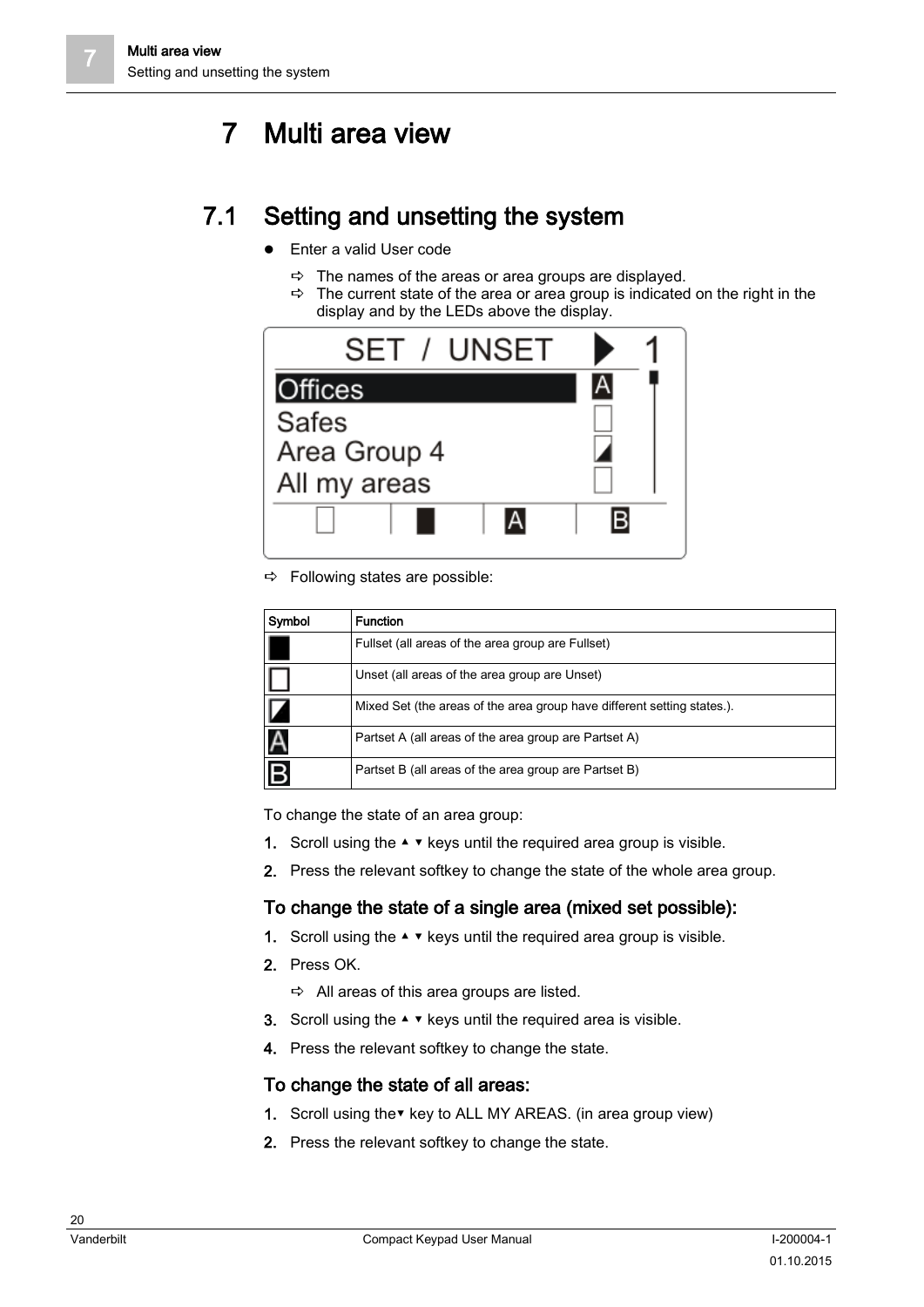# 7 Multi area view

## 7.1 Setting and unsetting the system

- Enter a valid User code
  - ⇨ The names of the areas or area groups are displayed.
  - ⇨ The current state of the area or area group is indicated on the right in the display and by the LEDs above the display.

SET / UNSET ▶ 1
Offices A
Safes
Area Group 4
All my areas
A B

⇨ Following states are possible:

| Symbol | Function |
|---|---|
| ■ | Fullset (all areas of the area group are Fullset) |
| □ | Unset (all areas of the area group are Unset) |
| ◩ | Mixed Set (the areas of the area group have different setting states.). |
| A | Partset A (all areas of the area group are Partset A) |
| B | Partset B (all areas of the area group are Partset B) |

To change the state of an area group:

1. Scroll using the ▲ ▼ keys until the required area group is visible.
2. Press the relevant softkey to change the state of the whole area group.

### To change the state of a single area (mixed set possible):

1. Scroll using the ▲ ▼ keys until the required area group is visible.
2. Press OK.
   - ⇨ All areas of this area groups are listed.
3. Scroll using the ▲ ▼ keys until the required area is visible.
4. Press the relevant softkey to change the state.

### To change the state of all areas:

1. Scroll using the▼ key to ALL MY AREAS. (in area group view)
2. Press the relevant softkey to change the state.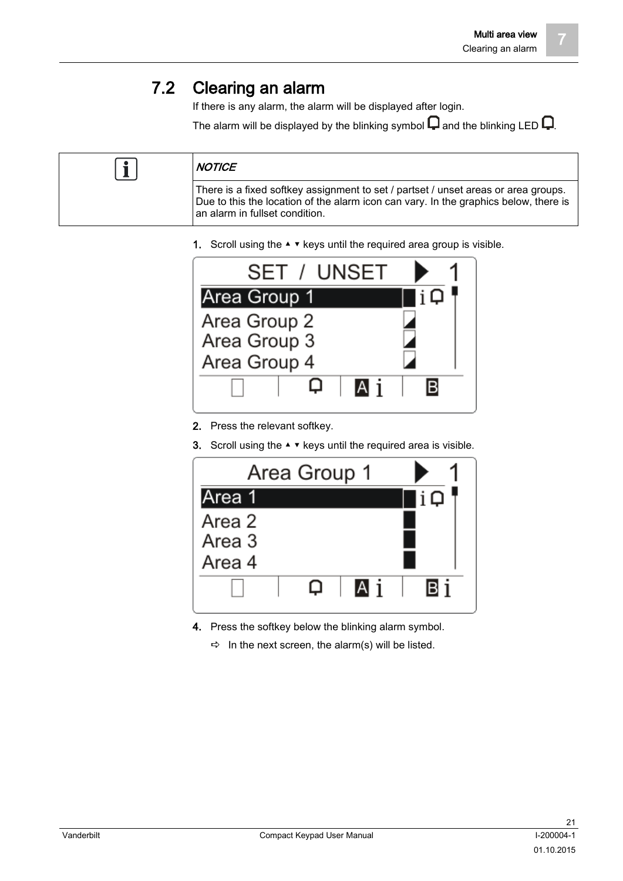## 7.2 Clearing an alarm

If there is any alarm, the alarm will be displayed after login.

The alarm will be displayed by the blinking symbol and the blinking LED.

| | |
|---|---|
| | *NOTICE* |
| | There is a fixed softkey assignment to set / partset / unset areas or area groups. Due to this the location of the alarm icon can vary. In the graphics below, there is an alarm in fullset condition. |

1. Scroll using the ▲ ▼ keys until the required area group is visible.

SET / UNSET 1
Area Group 1
Area Group 2
Area Group 3
Area Group 4
A i
B

2. Press the relevant softkey.
3. Scroll using the ▲ ▼ keys until the required area is visible.

Area Group 1 1
Area 1
Area 2
Area 3
Area 4
A i
B i

4. Press the softkey below the blinking alarm symbol.
   - ⇨ In the next screen, the alarm(s) will be listed.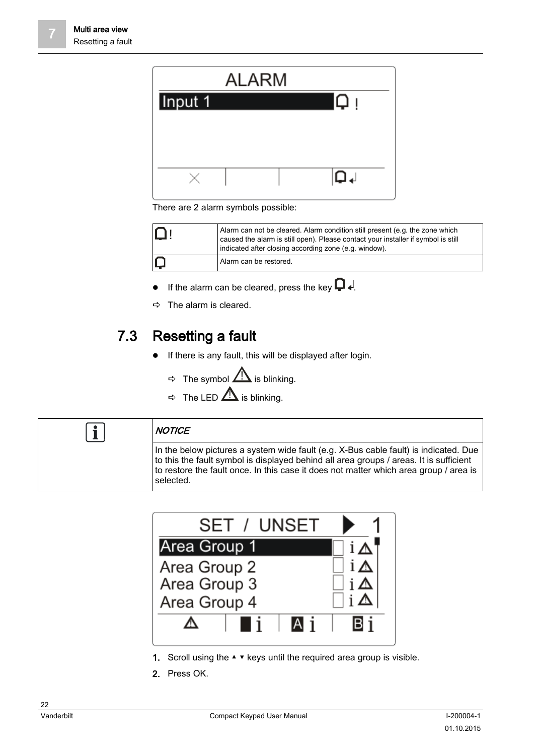There are 2 alarm symbols possible:

| | |
|---|---|
| 🔔! | Alarm can not be cleared. Alarm condition still present (e.g. the zone which caused the alarm is still open). Please contact your installer if symbol is still indicated after closing according zone (e.g. window). |
| 🔔 | Alarm can be restored. |

- If the alarm can be cleared, press the key 🔔↲.

⇨ The alarm is cleared.

## 7.3 Resetting a fault

- If there is any fault, this will be displayed after login.
  - ⇨ The symbol ⚠ is blinking.
  - ⇨ The LED ⚠ is blinking.

| | |
|---|---|
| ℹ | *NOTICE* |
| | In the below pictures a system wide fault (e.g. X-Bus cable fault) is indicated. Due to this the fault symbol is displayed behind all area groups / areas. It is sufficient to restore the fault once. In this case it does not matter which area group / area is selected. |

1. Scroll using the ▲ ▼ keys until the required area group is visible.
2. Press OK.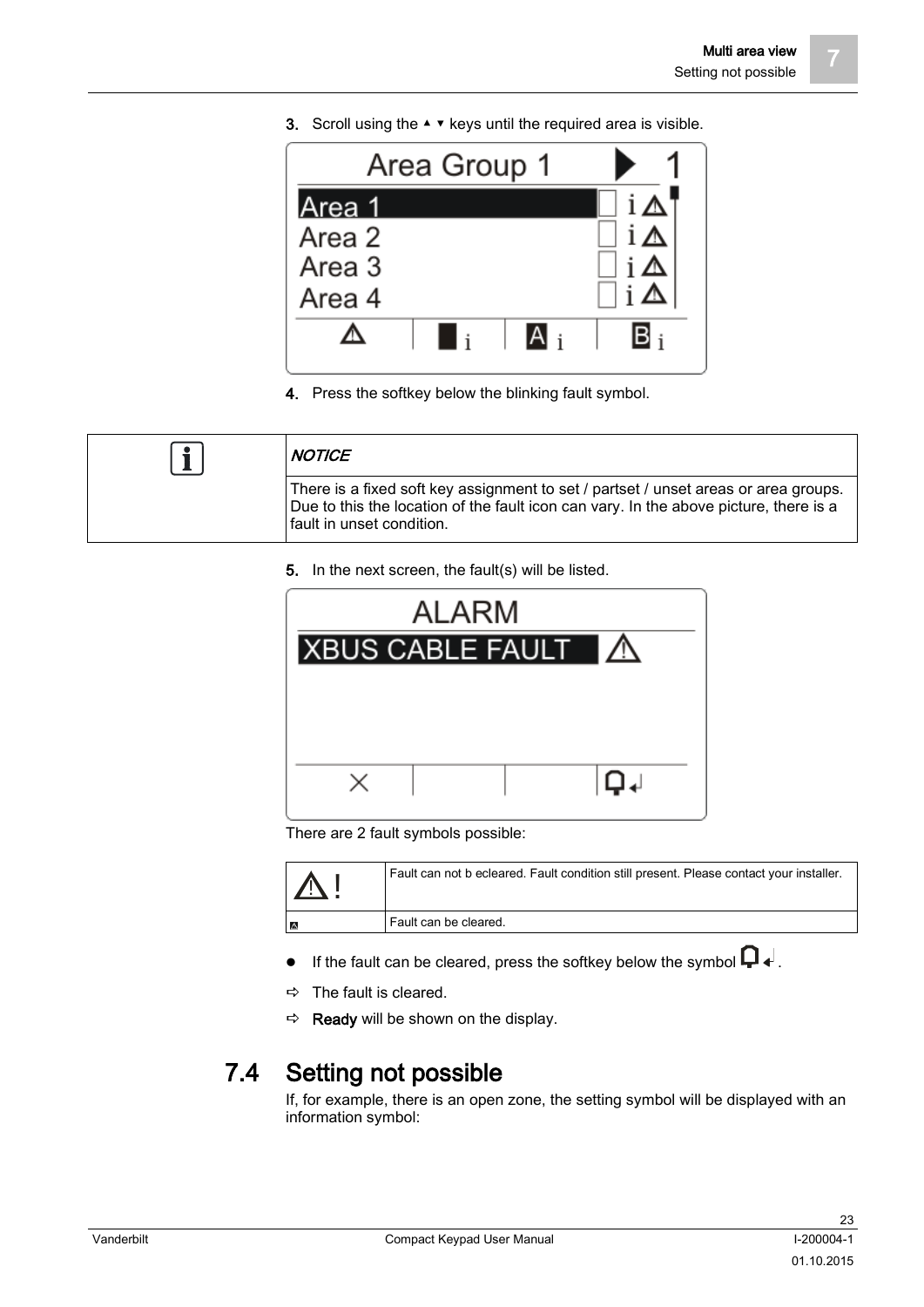3. Scroll using the ▲ ▼ keys until the required area is visible.

4. Press the softkey below the blinking fault symbol.

| | |
|---|---|
| | *NOTICE* |
| | There is a fixed soft key assignment to set / partset / unset areas or area groups. Due to this the location of the fault icon can vary. In the above picture, there is a fault in unset condition. |

5. In the next screen, the fault(s) will be listed.

There are 2 fault symbols possible:

| | |
|---|---|
| ⚠ ! | Fault can not b ecleared. Fault condition still present. Please contact your installer. |
| ⚠ | Fault can be cleared. |

- If the fault can be cleared, press the softkey below the symbol .

⇨ The fault is cleared.

⇨ **Ready** will be shown on the display.

## 7.4 Setting not possible

If, for example, there is an open zone, the setting symbol will be displayed with an information symbol: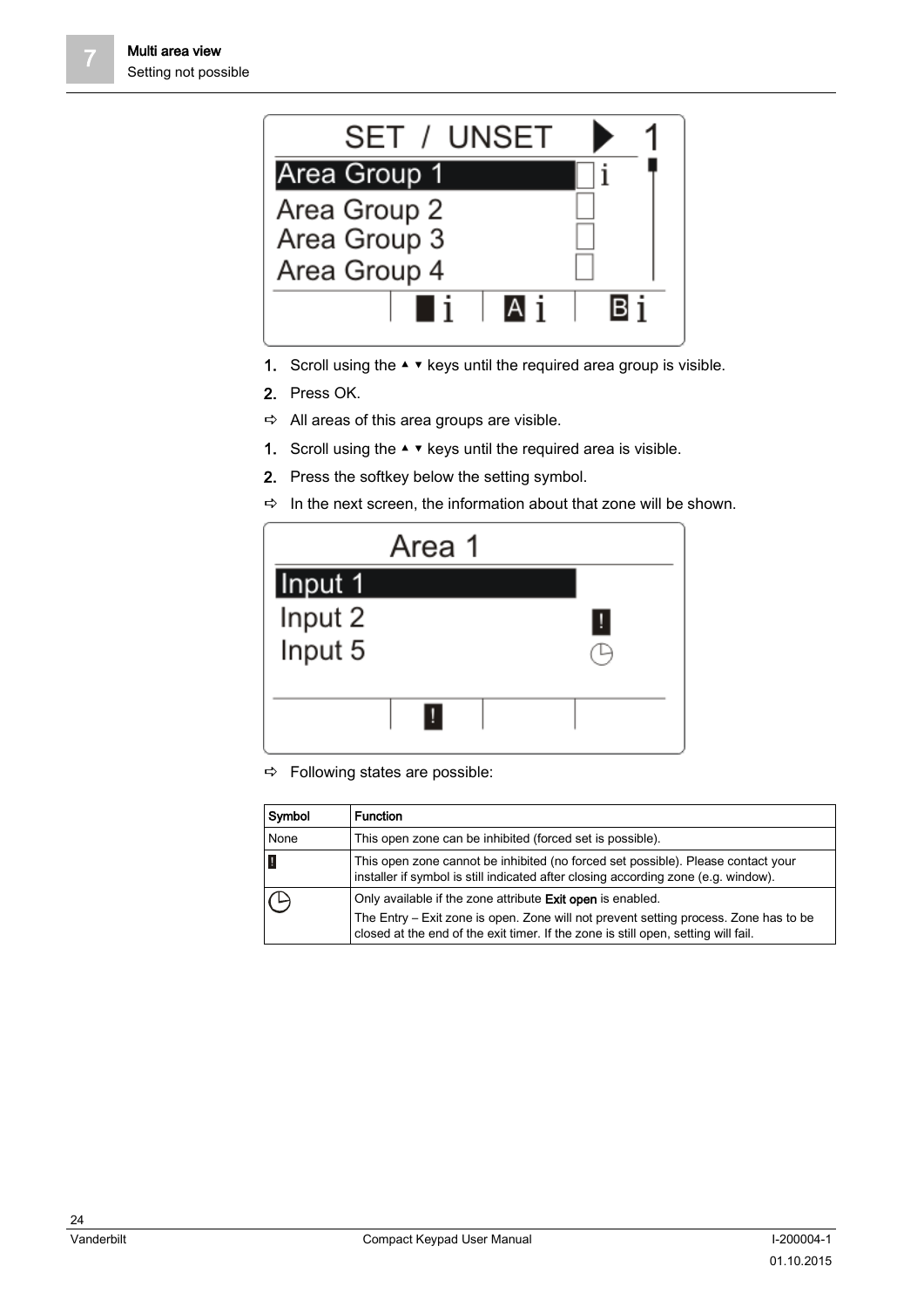1. Scroll using the ▲ ▼ keys until the required area group is visible.
2. Press OK.

⇨ All areas of this area groups are visible.

1. Scroll using the ▲ ▼ keys until the required area is visible.
2. Press the softkey below the setting symbol.

⇨ In the next screen, the information about that zone will be shown.

⇨ Following states are possible:

| Symbol | Function |
|---|---|
| None | This open zone can be inhibited (forced set is possible). |
| ! | This open zone cannot be inhibited (no forced set possible). Please contact your installer if symbol is still indicated after closing according zone (e.g. window). |
| ◷ | Only available if the zone attribute **Exit open** is enabled.<br>The Entry – Exit zone is open. Zone will not prevent setting process. Zone has to be closed at the end of the exit timer. If the zone is still open, setting will fail. |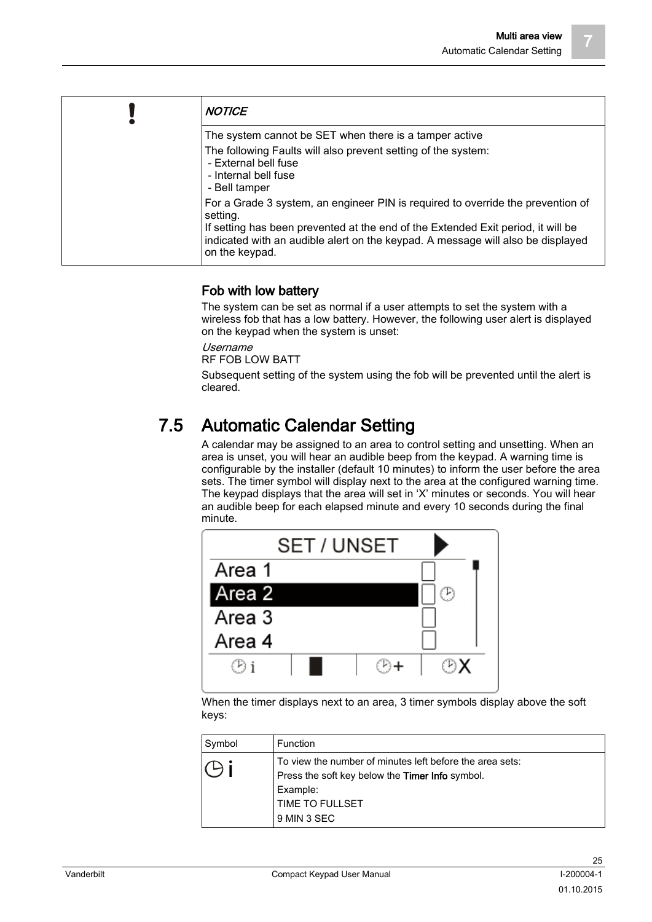| ! | *NOTICE* |
| --- | --- |
| | The system cannot be SET when there is a tamper active<br>The following Faults will also prevent setting of the system:<br>- External bell fuse<br>- Internal bell fuse<br>- Bell tamper<br>For a Grade 3 system, an engineer PIN is required to override the prevention of setting.<br>If setting has been prevented at the end of the Extended Exit period, it will be indicated with an audible alert on the keypad. A message will also be displayed on the keypad. |

### Fob with low battery

The system can be set as normal if a user attempts to set the system with a wireless fob that has a low battery. However, the following user alert is displayed on the keypad when the system is unset:

*Username*
RF FOB LOW BATT

Subsequent setting of the system using the fob will be prevented until the alert is cleared.

## 7.5 Automatic Calendar Setting

A calendar may be assigned to an area to control setting and unsetting. When an area is unset, you will hear an audible beep from the keypad. A warning time is configurable by the installer (default 10 minutes) to inform the user before the area sets. The timer symbol will display next to the area at the configured warning time. The keypad displays that the area will set in 'X' minutes or seconds. You will hear an audible beep for each elapsed minute and every 10 seconds during the final minute.

SET / UNSET
Area 1
Area 2
Area 3
Area 4

When the timer displays next to an area, 3 timer symbols display above the soft keys:

| Symbol | Function |
| --- | --- |
| ⏲ i | To view the number of minutes left before the area sets:<br>Press the soft key below the **Timer Info** symbol.<br>Example:<br>TIME TO FULLSET<br>9 MIN 3 SEC |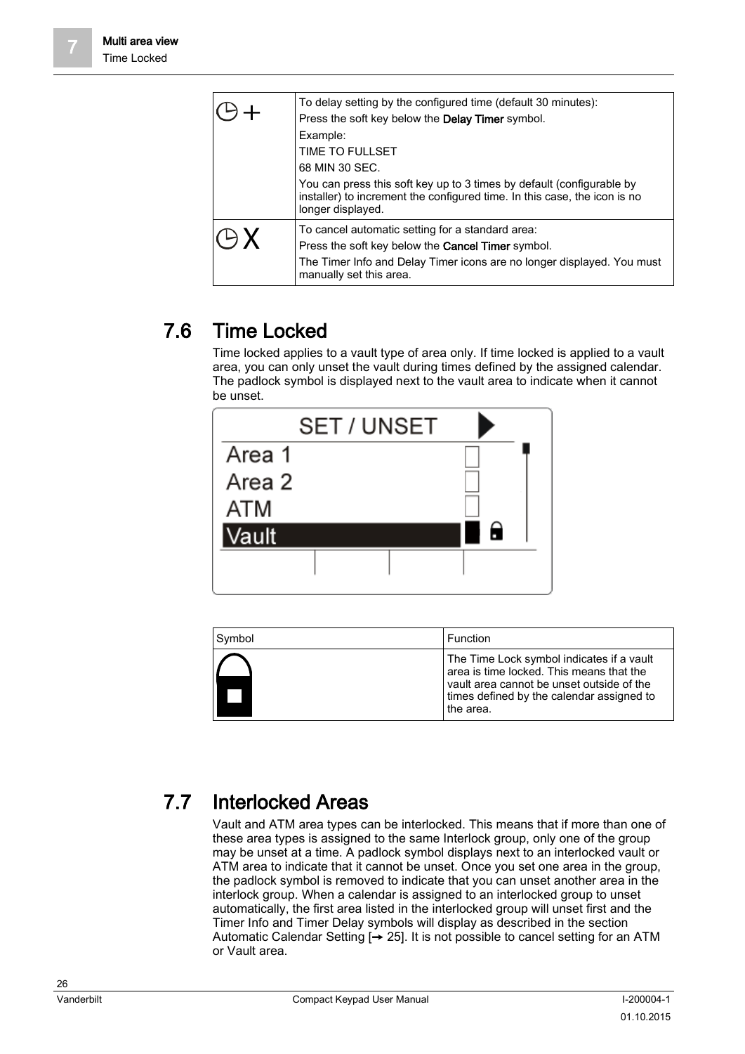| | |
|---|---|
| ⏱+ | To delay setting by the configured time (default 30 minutes):<br>Press the soft key below the **Delay Timer** symbol.<br>Example:<br>TIME TO FULLSET<br>68 MIN 30 SEC.<br>You can press this soft key up to 3 times by default (configurable by installer) to increment the configured time. In this case, the icon is no longer displayed. |
| ⏱X | To cancel automatic setting for a standard area:<br>Press the soft key below the **Cancel Timer** symbol.<br>The Timer Info and Delay Timer icons are no longer displayed. You must manually set this area. |

## 7.6 Time Locked

Time locked applies to a vault type of area only. If time locked is applied to a vault area, you can only unset the vault during times defined by the assigned calendar. The padlock symbol is displayed next to the vault area to indicate when it cannot be unset.

SET / UNSET
Area 1
Area 2
ATM
Vault

| Symbol | Function |
|---|---|
| 🔒 | The Time Lock symbol indicates if a vault area is time locked. This means that the vault area cannot be unset outside of the times defined by the calendar assigned to the area. |

## 7.7 Interlocked Areas

Vault and ATM area types can be interlocked. This means that if more than one of these area types is assigned to the same Interlock group, only one of the group may be unset at a time. A padlock symbol displays next to an interlocked vault or ATM area to indicate that it cannot be unset. Once you set one area in the group, the padlock symbol is removed to indicate that you can unset another area in the interlock group. When a calendar is assigned to an interlocked group to unset automatically, the first area listed in the interlocked group will unset first and the Timer Info and Timer Delay symbols will display as described in the section Automatic Calendar Setting [➔ 25]. It is not possible to cancel setting for an ATM or Vault area.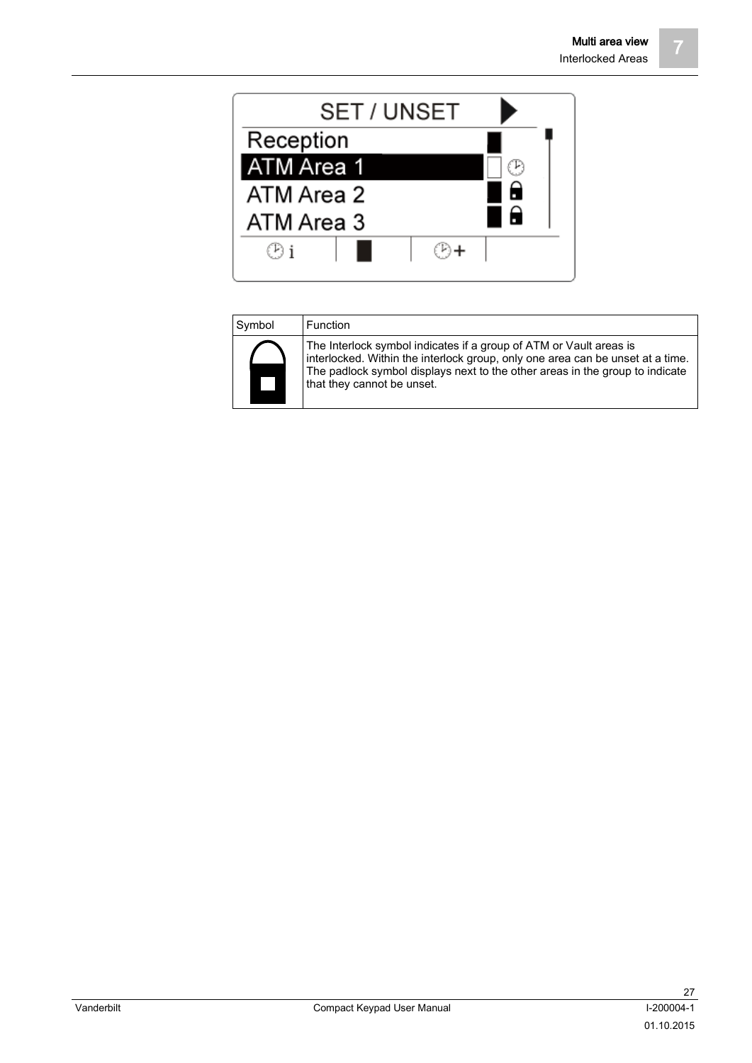SET / UNSET

Reception

ATM Area 1

ATM Area 2

ATM Area 3

| Symbol | Function |
| --- | --- |
| | The Interlock symbol indicates if a group of ATM or Vault areas is interlocked. Within the interlock group, only one area can be unset at a time. The padlock symbol displays next to the other areas in the group to indicate that they cannot be unset. |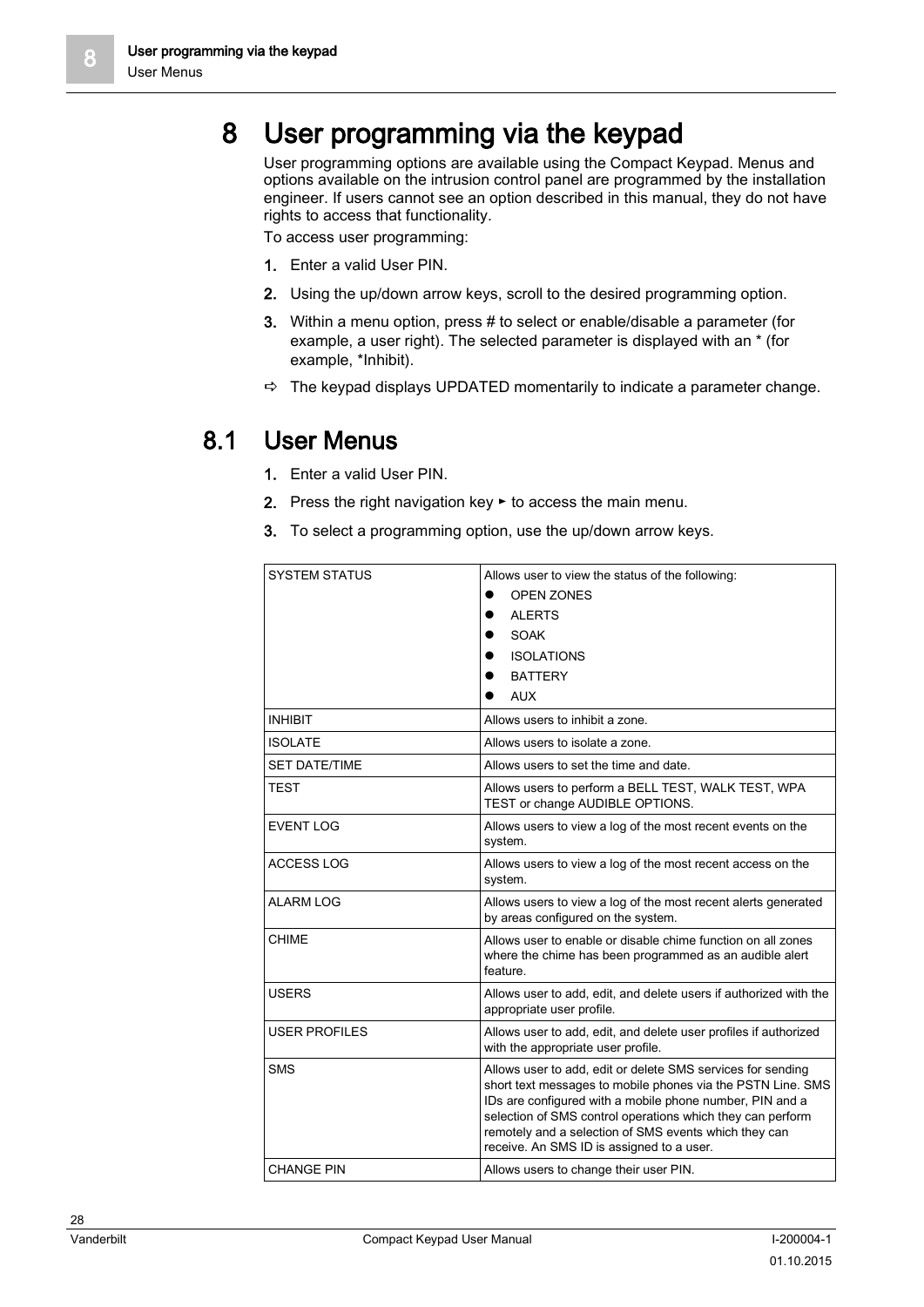# 8 User programming via the keypad

User programming options are available using the Compact Keypad. Menus and options available on the intrusion control panel are programmed by the installation engineer. If users cannot see an option described in this manual, they do not have rights to access that functionality.

To access user programming:

1. Enter a valid User PIN.
2. Using the up/down arrow keys, scroll to the desired programming option.
3. Within a menu option, press # to select or enable/disable a parameter (for example, a user right). The selected parameter is displayed with an * (for example, *Inhibit).

⇨ The keypad displays UPDATED momentarily to indicate a parameter change.

## 8.1 User Menus

1. Enter a valid User PIN.
2. Press the right navigation key ► to access the main menu.
3. To select a programming option, use the up/down arrow keys.

| | |
|---|---|
| SYSTEM STATUS | Allows user to view the status of the following:<br>● OPEN ZONES<br>● ALERTS<br>● SOAK<br>● ISOLATIONS<br>● BATTERY<br>● AUX |
| INHIBIT | Allows users to inhibit a zone. |
| ISOLATE | Allows users to isolate a zone. |
| SET DATE/TIME | Allows users to set the time and date. |
| TEST | Allows users to perform a BELL TEST, WALK TEST, WPA TEST or change AUDIBLE OPTIONS. |
| EVENT LOG | Allows users to view a log of the most recent events on the system. |
| ACCESS LOG | Allows users to view a log of the most recent access on the system. |
| ALARM LOG | Allows users to view a log of the most recent alerts generated by areas configured on the system. |
| CHIME | Allows user to enable or disable chime function on all zones where the chime has been programmed as an audible alert feature. |
| USERS | Allows user to add, edit, and delete users if authorized with the appropriate user profile. |
| USER PROFILES | Allows user to add, edit, and delete user profiles if authorized with the appropriate user profile. |
| SMS | Allows user to add, edit or delete SMS services for sending short text messages to mobile phones via the PSTN Line. SMS IDs are configured with a mobile phone number, PIN and a selection of SMS control operations which they can perform remotely and a selection of SMS events which they can receive. An SMS ID is assigned to a user. |
| CHANGE PIN | Allows users to change their user PIN. |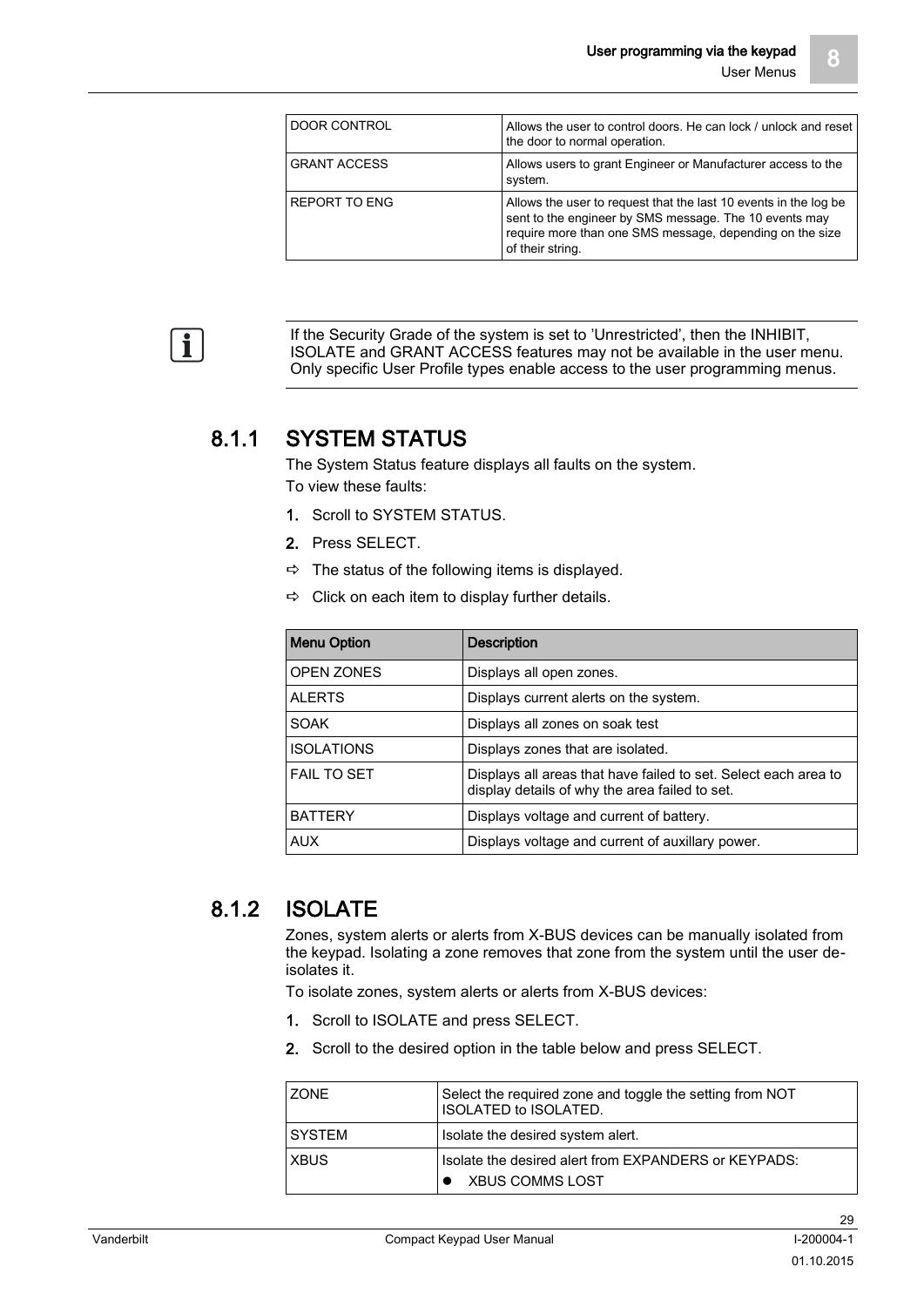| | |
|---|---|
| DOOR CONTROL | Allows the user to control doors. He can lock / unlock and reset the door to normal operation. |
| GRANT ACCESS | Allows users to grant Engineer or Manufacturer access to the system. |
| REPORT TO ENG | Allows the user to request that the last 10 events in the log be sent to the engineer by SMS message. The 10 events may require more than one SMS message, depending on the size of their string. |

If the Security Grade of the system is set to 'Unrestricted', then the INHIBIT, ISOLATE and GRANT ACCESS features may not be available in the user menu. Only specific User Profile types enable access to the user programming menus.

## 8.1.1 SYSTEM STATUS

The System Status feature displays all faults on the system.

To view these faults:

1. Scroll to SYSTEM STATUS.
2. Press SELECT.

⇨ The status of the following items is displayed.

⇨ Click on each item to display further details.

| Menu Option | Description |
|---|---|
| OPEN ZONES | Displays all open zones. |
| ALERTS | Displays current alerts on the system. |
| SOAK | Displays all zones on soak test |
| ISOLATIONS | Displays zones that are isolated. |
| FAIL TO SET | Displays all areas that have failed to set. Select each area to display details of why the area failed to set. |
| BATTERY | Displays voltage and current of battery. |
| AUX | Displays voltage and current of auxillary power. |

## 8.1.2 ISOLATE

Zones, system alerts or alerts from X-BUS devices can be manually isolated from the keypad. Isolating a zone removes that zone from the system until the user de-isolates it.

To isolate zones, system alerts or alerts from X-BUS devices:

1. Scroll to ISOLATE and press SELECT.
2. Scroll to the desired option in the table below and press SELECT.

| | |
|---|---|
| ZONE | Select the required zone and toggle the setting from NOT ISOLATED to ISOLATED. |
| SYSTEM | Isolate the desired system alert. |
| XBUS | Isolate the desired alert from EXPANDERS or KEYPADS:<br>● XBUS COMMS LOST |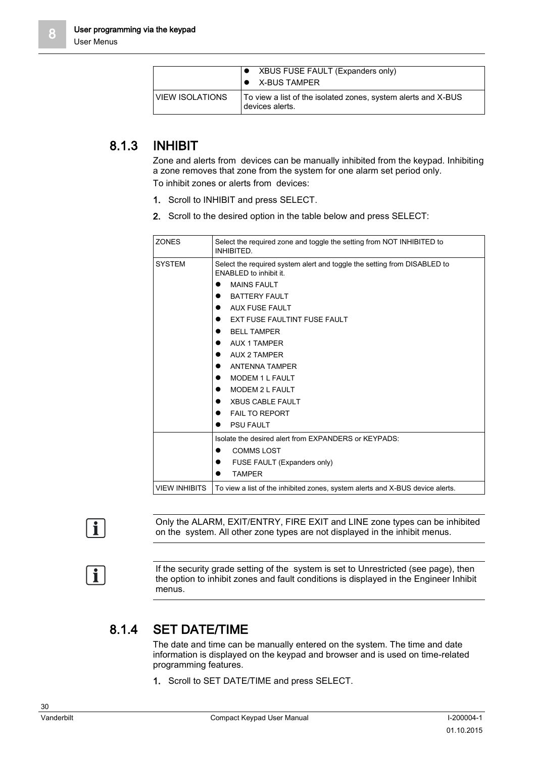| | |
|---|---|
| | ● XBUS FUSE FAULT (Expanders only)<br>● X-BUS TAMPER |
| VIEW ISOLATIONS | To view a list of the isolated zones, system alerts and X-BUS devices alerts. |

### 8.1.3 INHIBIT

Zone and alerts from devices can be manually inhibited from the keypad. Inhibiting a zone removes that zone from the system for one alarm set period only.

To inhibit zones or alerts from devices:

1. Scroll to INHIBIT and press SELECT.
2. Scroll to the desired option in the table below and press SELECT:

| | |
|---|---|
| ZONES | Select the required zone and toggle the setting from NOT INHIBITED to INHIBITED. |
| SYSTEM | Select the required system alert and toggle the setting from DISABLED to ENABLED to inhibit it.<br>● MAINS FAULT<br>● BATTERY FAULT<br>● AUX FUSE FAULT<br>● EXT FUSE FAULTINT FUSE FAULT<br>● BELL TAMPER<br>● AUX 1 TAMPER<br>● AUX 2 TAMPER<br>● ANTENNA TAMPER<br>● MODEM 1 L FAULT<br>● MODEM 2 L FAULT<br>● XBUS CABLE FAULT<br>● FAIL TO REPORT<br>● PSU FAULT |
| | Isolate the desired alert from EXPANDERS or KEYPADS:<br>● COMMS LOST<br>● FUSE FAULT (Expanders only)<br>● TAMPER |
| VIEW INHIBITS | To view a list of the inhibited zones, system alerts and X-BUS device alerts. |

Only the ALARM, EXIT/ENTRY, FIRE EXIT and LINE zone types can be inhibited on the system. All other zone types are not displayed in the inhibit menus.

If the security grade setting of the system is set to Unrestricted (see page), then the option to inhibit zones and fault conditions is displayed in the Engineer Inhibit menus.

### 8.1.4 SET DATE/TIME

The date and time can be manually entered on the system. The time and date information is displayed on the keypad and browser and is used on time-related programming features.

1. Scroll to SET DATE/TIME and press SELECT.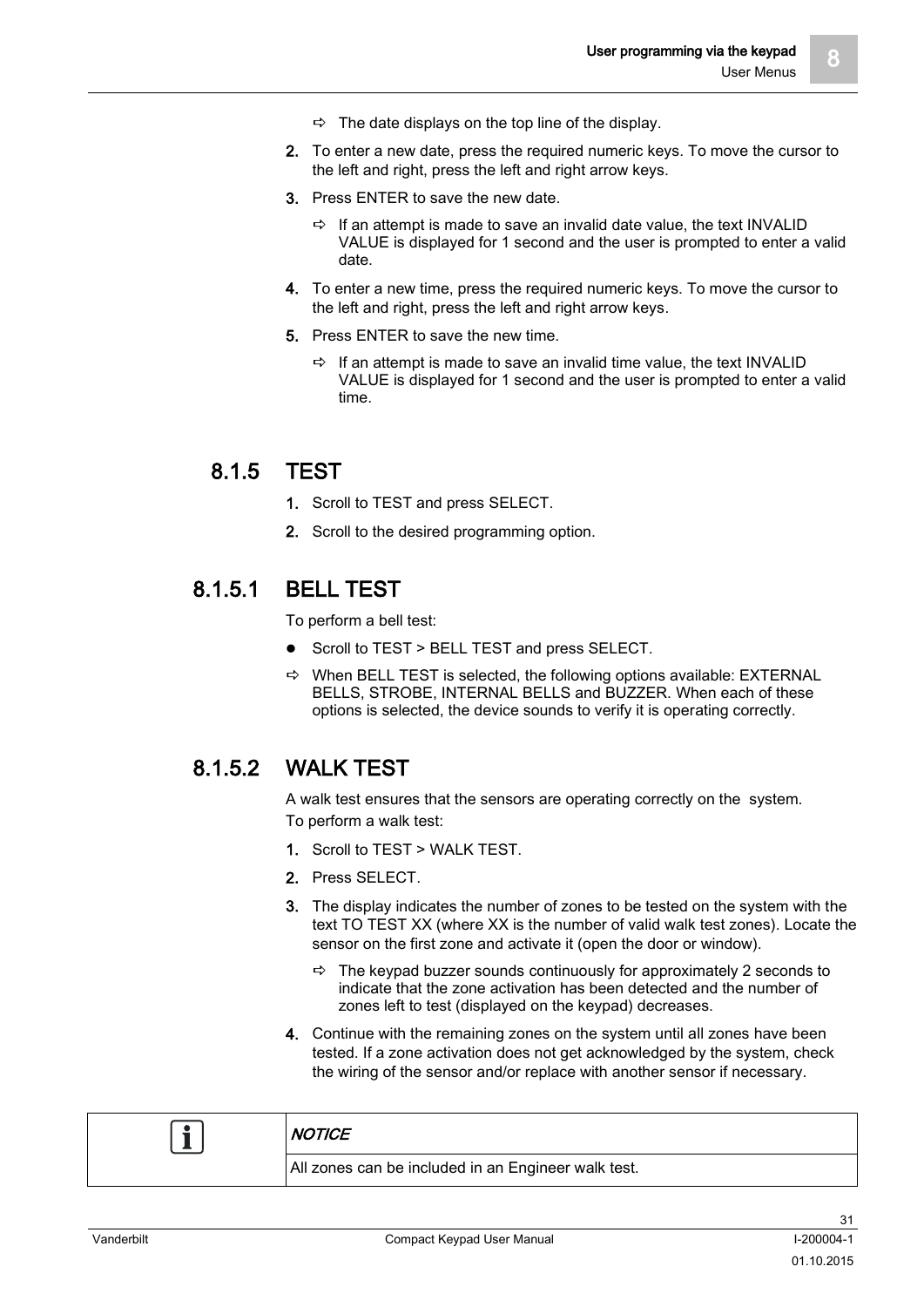⇨ The date displays on the top line of the display.

2. To enter a new date, press the required numeric keys. To move the cursor to the left and right, press the left and right arrow keys.
3. Press ENTER to save the new date.
   ⇨ If an attempt is made to save an invalid date value, the text INVALID VALUE is displayed for 1 second and the user is prompted to enter a valid date.
4. To enter a new time, press the required numeric keys. To move the cursor to the left and right, press the left and right arrow keys.
5. Press ENTER to save the new time.
   ⇨ If an attempt is made to save an invalid time value, the text INVALID VALUE is displayed for 1 second and the user is prompted to enter a valid time.

### 8.1.5 TEST

1. Scroll to TEST and press SELECT.
2. Scroll to the desired programming option.

#### 8.1.5.1 BELL TEST

To perform a bell test:

- Scroll to TEST > BELL TEST and press SELECT.

⇨ When BELL TEST is selected, the following options available: EXTERNAL BELLS, STROBE, INTERNAL BELLS and BUZZER. When each of these options is selected, the device sounds to verify it is operating correctly.

#### 8.1.5.2 WALK TEST

A walk test ensures that the sensors are operating correctly on the system.
To perform a walk test:

1. Scroll to TEST > WALK TEST.
2. Press SELECT.
3. The display indicates the number of zones to be tested on the system with the text TO TEST XX (where XX is the number of valid walk test zones). Locate the sensor on the first zone and activate it (open the door or window).
   ⇨ The keypad buzzer sounds continuously for approximately 2 seconds to indicate that the zone activation has been detected and the number of zones left to test (displayed on the keypad) decreases.
4. Continue with the remaining zones on the system until all zones have been tested. If a zone activation does not get acknowledged by the system, check the wiring of the sensor and/or replace with another sensor if necessary.

| | *NOTICE* |
|---|---|
| | All zones can be included in an Engineer walk test. |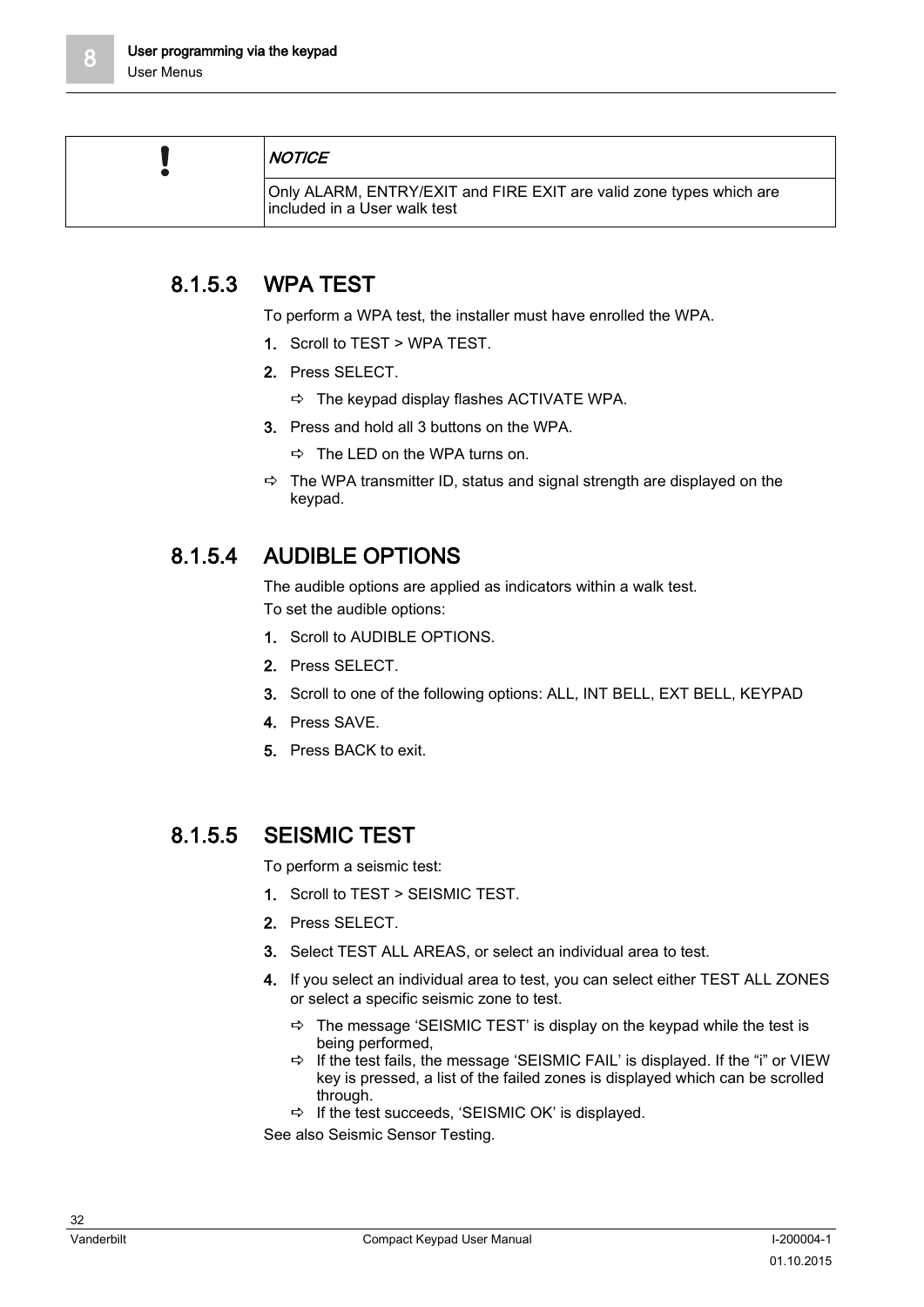| ! | *NOTICE* |
|---|---|
| | Only ALARM, ENTRY/EXIT and FIRE EXIT are valid zone types which are included in a User walk test |

### 8.1.5.3 WPA TEST

To perform a WPA test, the installer must have enrolled the WPA.

1. Scroll to TEST > WPA TEST.
2. Press SELECT.
   - ⇨ The keypad display flashes ACTIVATE WPA.
3. Press and hold all 3 buttons on the WPA.
   - ⇨ The LED on the WPA turns on.

⇨ The WPA transmitter ID, status and signal strength are displayed on the keypad.

### 8.1.5.4 AUDIBLE OPTIONS

The audible options are applied as indicators within a walk test.
To set the audible options:

1. Scroll to AUDIBLE OPTIONS.
2. Press SELECT.
3. Scroll to one of the following options: ALL, INT BELL, EXT BELL, KEYPAD
4. Press SAVE.
5. Press BACK to exit.

### 8.1.5.5 SEISMIC TEST

To perform a seismic test:

1. Scroll to TEST > SEISMIC TEST.
2. Press SELECT.
3. Select TEST ALL AREAS, or select an individual area to test.
4. If you select an individual area to test, you can select either TEST ALL ZONES or select a specific seismic zone to test.
   - ⇨ The message 'SEISMIC TEST' is display on the keypad while the test is being performed,
   - ⇨ If the test fails, the message 'SEISMIC FAIL' is displayed. If the "i" or VIEW key is pressed, a list of the failed zones is displayed which can be scrolled through.
   - ⇨ If the test succeeds, 'SEISMIC OK' is displayed.

See also Seismic Sensor Testing.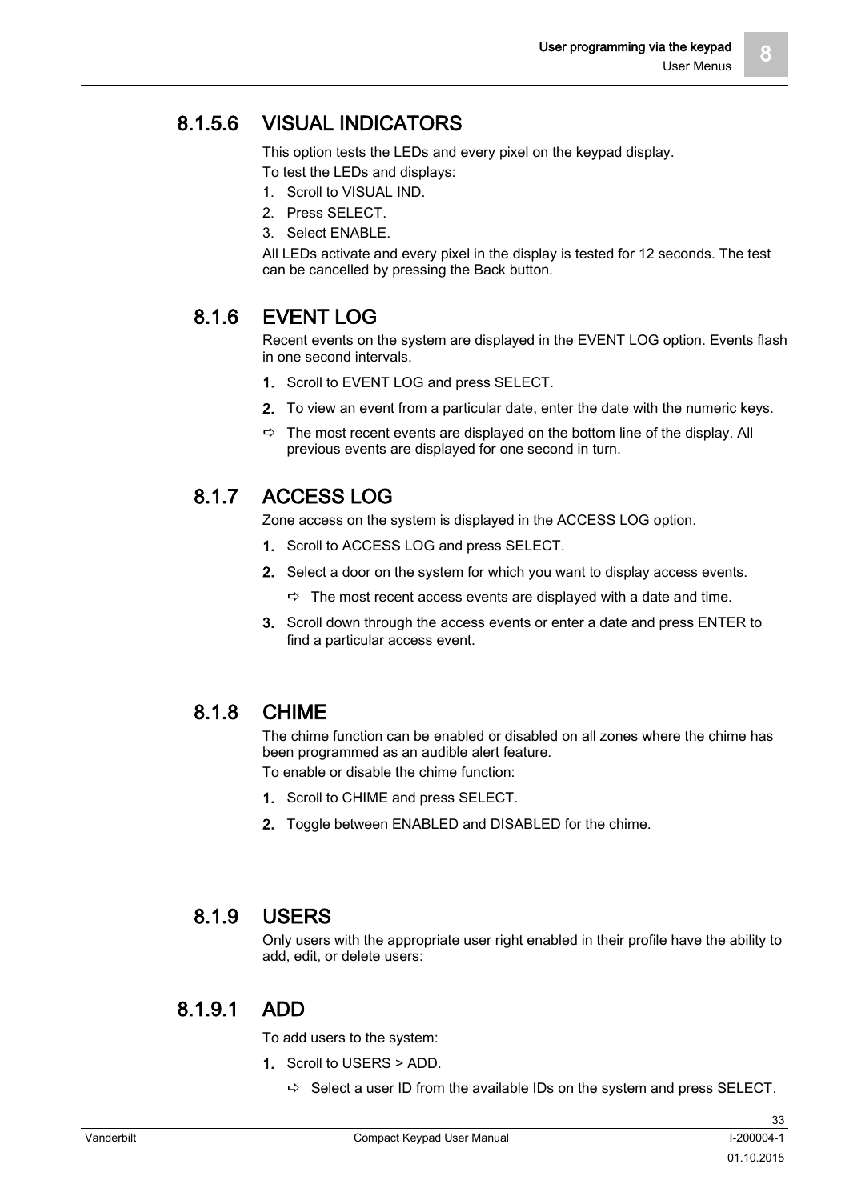### 8.1.5.6 VISUAL INDICATORS

This option tests the LEDs and every pixel on the keypad display.

To test the LEDs and displays:

1. Scroll to VISUAL IND.
2. Press SELECT.
3. Select ENABLE.

All LEDs activate and every pixel in the display is tested for 12 seconds. The test can be cancelled by pressing the Back button.

## 8.1.6 EVENT LOG

Recent events on the system are displayed in the EVENT LOG option. Events flash in one second intervals.

1. Scroll to EVENT LOG and press SELECT.
2. To view an event from a particular date, enter the date with the numeric keys.

⇨ The most recent events are displayed on the bottom line of the display. All previous events are displayed for one second in turn.

## 8.1.7 ACCESS LOG

Zone access on the system is displayed in the ACCESS LOG option.

1. Scroll to ACCESS LOG and press SELECT.
2. Select a door on the system for which you want to display access events.
   ⇨ The most recent access events are displayed with a date and time.
3. Scroll down through the access events or enter a date and press ENTER to find a particular access event.

## 8.1.8 CHIME

The chime function can be enabled or disabled on all zones where the chime has been programmed as an audible alert feature.

To enable or disable the chime function:

1. Scroll to CHIME and press SELECT.
2. Toggle between ENABLED and DISABLED for the chime.

## 8.1.9 USERS

Only users with the appropriate user right enabled in their profile have the ability to add, edit, or delete users:

### 8.1.9.1 ADD

To add users to the system:

1. Scroll to USERS > ADD.
   ⇨ Select a user ID from the available IDs on the system and press SELECT.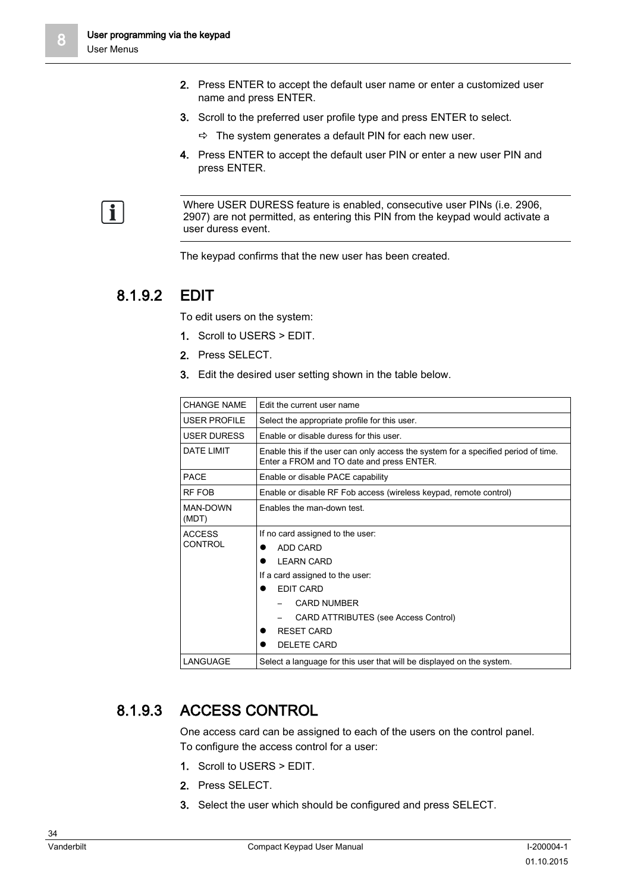2. Press ENTER to accept the default user name or enter a customized user name and press ENTER.
3. Scroll to the preferred user profile type and press ENTER to select.
   - ⇨ The system generates a default PIN for each new user.
4. Press ENTER to accept the default user PIN or enter a new user PIN and press ENTER.

Where USER DURESS feature is enabled, consecutive user PINs (i.e. 2906, 2907) are not permitted, as entering this PIN from the keypad would activate a user duress event.

The keypad confirms that the new user has been created.

### 8.1.9.2 EDIT

To edit users on the system:

1. Scroll to USERS > EDIT.
2. Press SELECT.
3. Edit the desired user setting shown in the table below.

| | |
|---|---|
| CHANGE NAME | Edit the current user name |
| USER PROFILE | Select the appropriate profile for this user. |
| USER DURESS | Enable or disable duress for this user. |
| DATE LIMIT | Enable this if the user can only access the system for a specified period of time. Enter a FROM and TO date and press ENTER. |
| PACE | Enable or disable PACE capability |
| RF FOB | Enable or disable RF Fob access (wireless keypad, remote control) |
| MAN-DOWN (MDT) | Enables the man-down test. |
| ACCESS CONTROL | If no card assigned to the user:<br>● ADD CARD<br>● LEARN CARD<br>If a card assigned to the user:<br>● EDIT CARD<br>– CARD NUMBER<br>– CARD ATTRIBUTES (see Access Control)<br>● RESET CARD<br>● DELETE CARD |
| LANGUAGE | Select a language for this user that will be displayed on the system. |

### 8.1.9.3 ACCESS CONTROL

One access card can be assigned to each of the users on the control panel.
To configure the access control for a user:

1. Scroll to USERS > EDIT.
2. Press SELECT.
3. Select the user which should be configured and press SELECT.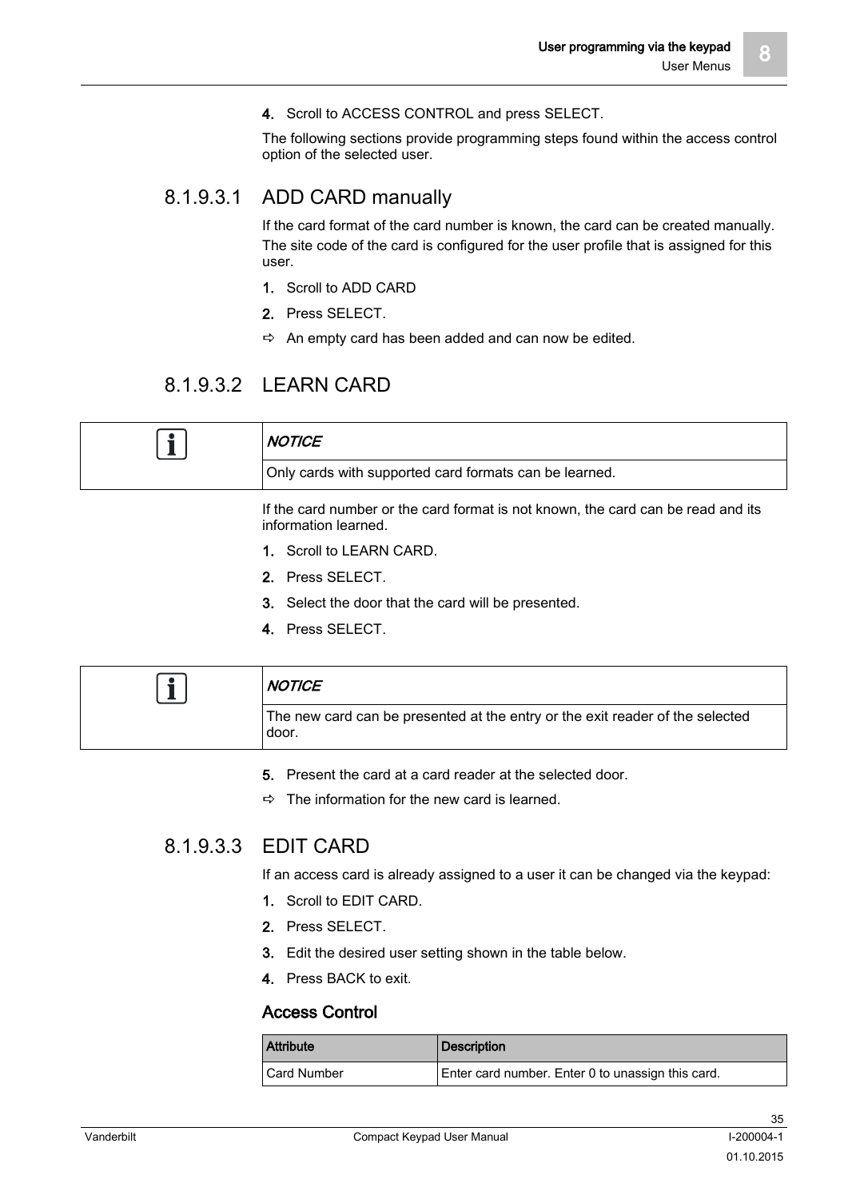4. Scroll to ACCESS CONTROL and press SELECT.

The following sections provide programming steps found within the access control option of the selected user.

### 8.1.9.3.1 ADD CARD manually

If the card format of the card number is known, the card can be created manually.

The site code of the card is configured for the user profile that is assigned for this user.

1. Scroll to ADD CARD
2. Press SELECT.

⇨ An empty card has been added and can now be edited.

### 8.1.9.3.2 LEARN CARD

| | |
|---|---|
| | ***NOTICE*** |
| | Only cards with supported card formats can be learned. |

If the card number or the card format is not known, the card can be read and its information learned.

1. Scroll to LEARN CARD.
2. Press SELECT.
3. Select the door that the card will be presented.
4. Press SELECT.

| | |
|---|---|
| | ***NOTICE*** |
| | The new card can be presented at the entry or the exit reader of the selected door. |

5. Present the card at a card reader at the selected door.

⇨ The information for the new card is learned.

### 8.1.9.3.3 EDIT CARD

If an access card is already assigned to a user it can be changed via the keypad:

1. Scroll to EDIT CARD.
2. Press SELECT.
3. Edit the desired user setting shown in the table below.
4. Press BACK to exit.

#### Access Control

| Attribute | Description |
|---|---|
| Card Number | Enter card number. Enter 0 to unassign this card. |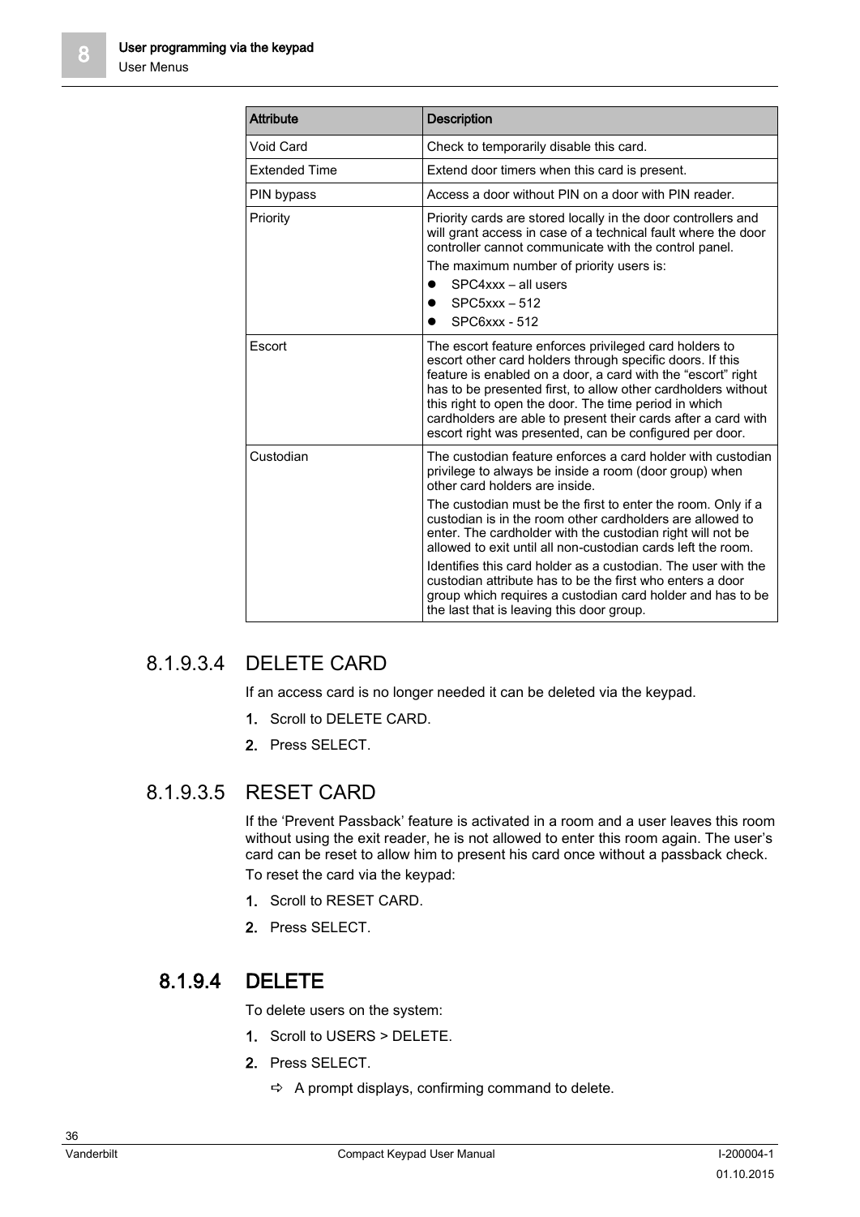| Attribute | Description |
|---|---|
| Void Card | Check to temporarily disable this card. |
| Extended Time | Extend door timers when this card is present. |
| PIN bypass | Access a door without PIN on a door with PIN reader. |
| Priority | Priority cards are stored locally in the door controllers and will grant access in case of a technical fault where the door controller cannot communicate with the control panel.<br>The maximum number of priority users is:<br>● SPC4xxx – all users<br>● SPC5xxx – 512<br>● SPC6xxx - 512 |
| Escort | The escort feature enforces privileged card holders to escort other card holders through specific doors. If this feature is enabled on a door, a card with the “escort” right has to be presented first, to allow other cardholders without this right to open the door. The time period in which cardholders are able to present their cards after a card with escort right was presented, can be configured per door. |
| Custodian | The custodian feature enforces a card holder with custodian privilege to always be inside a room (door group) when other card holders are inside.<br>The custodian must be the first to enter the room. Only if a custodian is in the room other cardholders are allowed to enter. The cardholder with the custodian right will not be allowed to exit until all non-custodian cards left the room.<br>Identifies this card holder as a custodian. The user with the custodian attribute has to be the first who enters a door group which requires a custodian card holder and has to be the last that is leaving this door group. |

#### 8.1.9.3.4 DELETE CARD

If an access card is no longer needed it can be deleted via the keypad.

1. Scroll to DELETE CARD.
2. Press SELECT.

#### 8.1.9.3.5 RESET CARD

If the ‘Prevent Passback’ feature is activated in a room and a user leaves this room without using the exit reader, he is not allowed to enter this room again. The user’s card can be reset to allow him to present his card once without a passback check.

To reset the card via the keypad:

1. Scroll to RESET CARD.
2. Press SELECT.

### 8.1.9.4 DELETE

To delete users on the system:

1. Scroll to USERS > DELETE.
2. Press SELECT.
   ⇨ A prompt displays, confirming command to delete.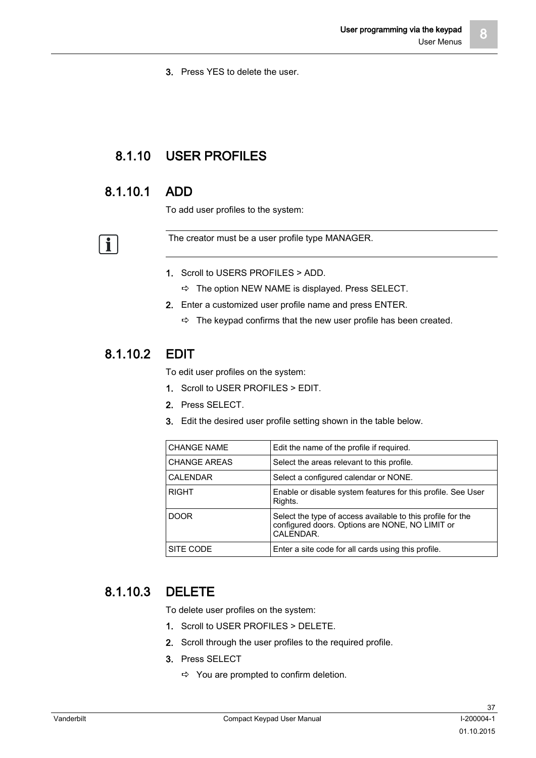3. Press YES to delete the user.

## 8.1.10 USER PROFILES

### 8.1.10.1 ADD

To add user profiles to the system:

The creator must be a user profile type MANAGER.

1. Scroll to USERS PROFILES > ADD.
   ⇨ The option NEW NAME is displayed. Press SELECT.
2. Enter a customized user profile name and press ENTER.
   ⇨ The keypad confirms that the new user profile has been created.

### 8.1.10.2 EDIT

To edit user profiles on the system:

1. Scroll to USER PROFILES > EDIT.
2. Press SELECT.
3. Edit the desired user profile setting shown in the table below.

| | |
|---|---|
| CHANGE NAME | Edit the name of the profile if required. |
| CHANGE AREAS | Select the areas relevant to this profile. |
| CALENDAR | Select a configured calendar or NONE. |
| RIGHT | Enable or disable system features for this profile. See User Rights. |
| DOOR | Select the type of access available to this profile for the configured doors. Options are NONE, NO LIMIT or CALENDAR. |
| SITE CODE | Enter a site code for all cards using this profile. |

### 8.1.10.3 DELETE

To delete user profiles on the system:

1. Scroll to USER PROFILES > DELETE.
2. Scroll through the user profiles to the required profile.
3. Press SELECT
   ⇨ You are prompted to confirm deletion.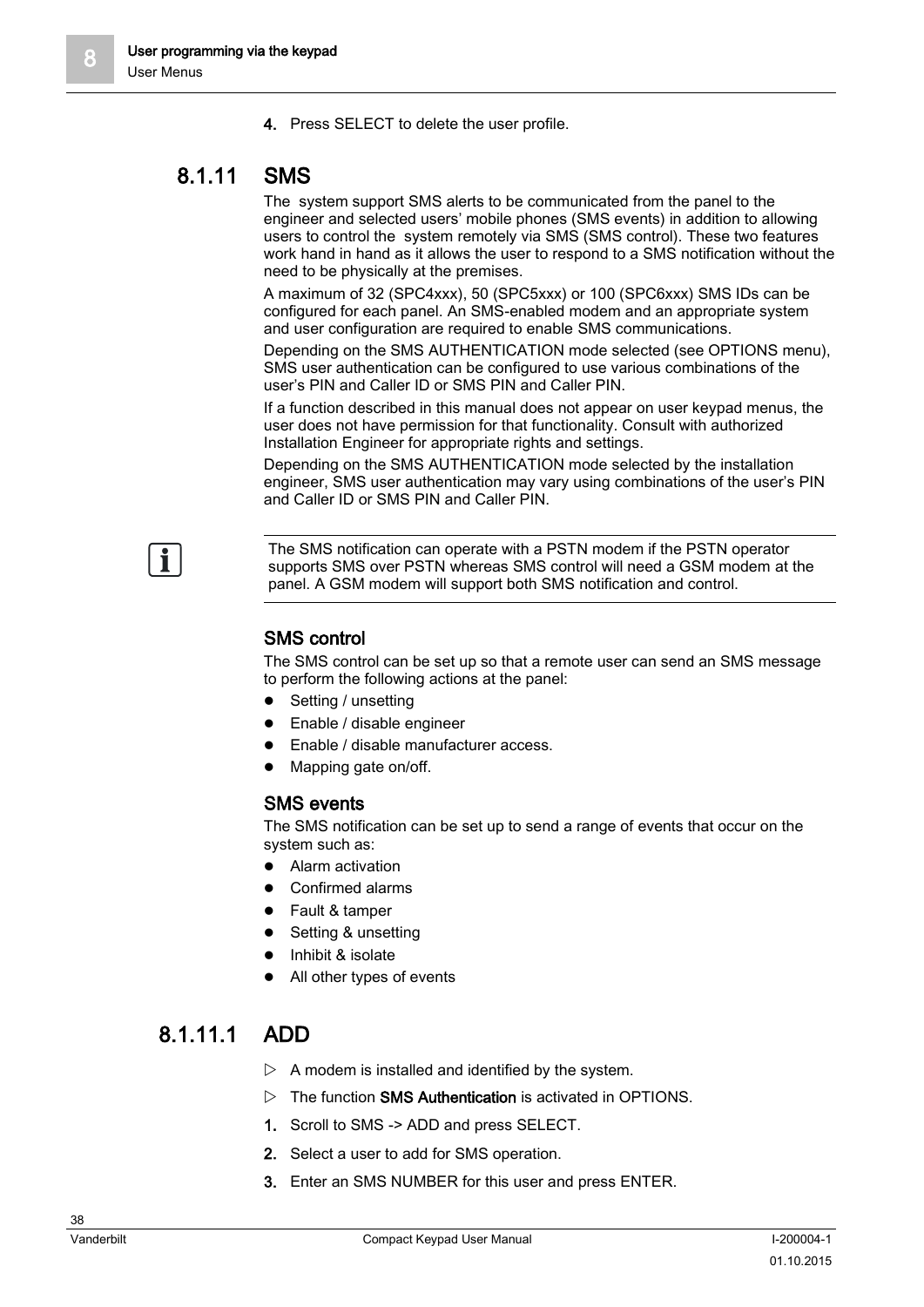4. Press SELECT to delete the user profile.

## 8.1.11 SMS

The system support SMS alerts to be communicated from the panel to the engineer and selected users' mobile phones (SMS events) in addition to allowing users to control the system remotely via SMS (SMS control). These two features work hand in hand as it allows the user to respond to a SMS notification without the need to be physically at the premises.

A maximum of 32 (SPC4xxx), 50 (SPC5xxx) or 100 (SPC6xxx) SMS IDs can be configured for each panel. An SMS-enabled modem and an appropriate system and user configuration are required to enable SMS communications.

Depending on the SMS AUTHENTICATION mode selected (see OPTIONS menu), SMS user authentication can be configured to use various combinations of the user's PIN and Caller ID or SMS PIN and Caller PIN.

If a function described in this manual does not appear on user keypad menus, the user does not have permission for that functionality. Consult with authorized Installation Engineer for appropriate rights and settings.

Depending on the SMS AUTHENTICATION mode selected by the installation engineer, SMS user authentication may vary using combinations of the user's PIN and Caller ID or SMS PIN and Caller PIN.

> The SMS notification can operate with a PSTN modem if the PSTN operator supports SMS over PSTN whereas SMS control will need a GSM modem at the panel. A GSM modem will support both SMS notification and control.

### SMS control

The SMS control can be set up so that a remote user can send an SMS message to perform the following actions at the panel:

- Setting / unsetting
- Enable / disable engineer
- Enable / disable manufacturer access.
- Mapping gate on/off.

### SMS events

The SMS notification can be set up to send a range of events that occur on the system such as:

- Alarm activation
- Confirmed alarms
- Fault & tamper
- Setting & unsetting
- Inhibit & isolate
- All other types of events

## 8.1.11.1 ADD

▷ A modem is installed and identified by the system.

▷ The function **SMS Authentication** is activated in OPTIONS.

1. Scroll to SMS -> ADD and press SELECT.
2. Select a user to add for SMS operation.
3. Enter an SMS NUMBER for this user and press ENTER.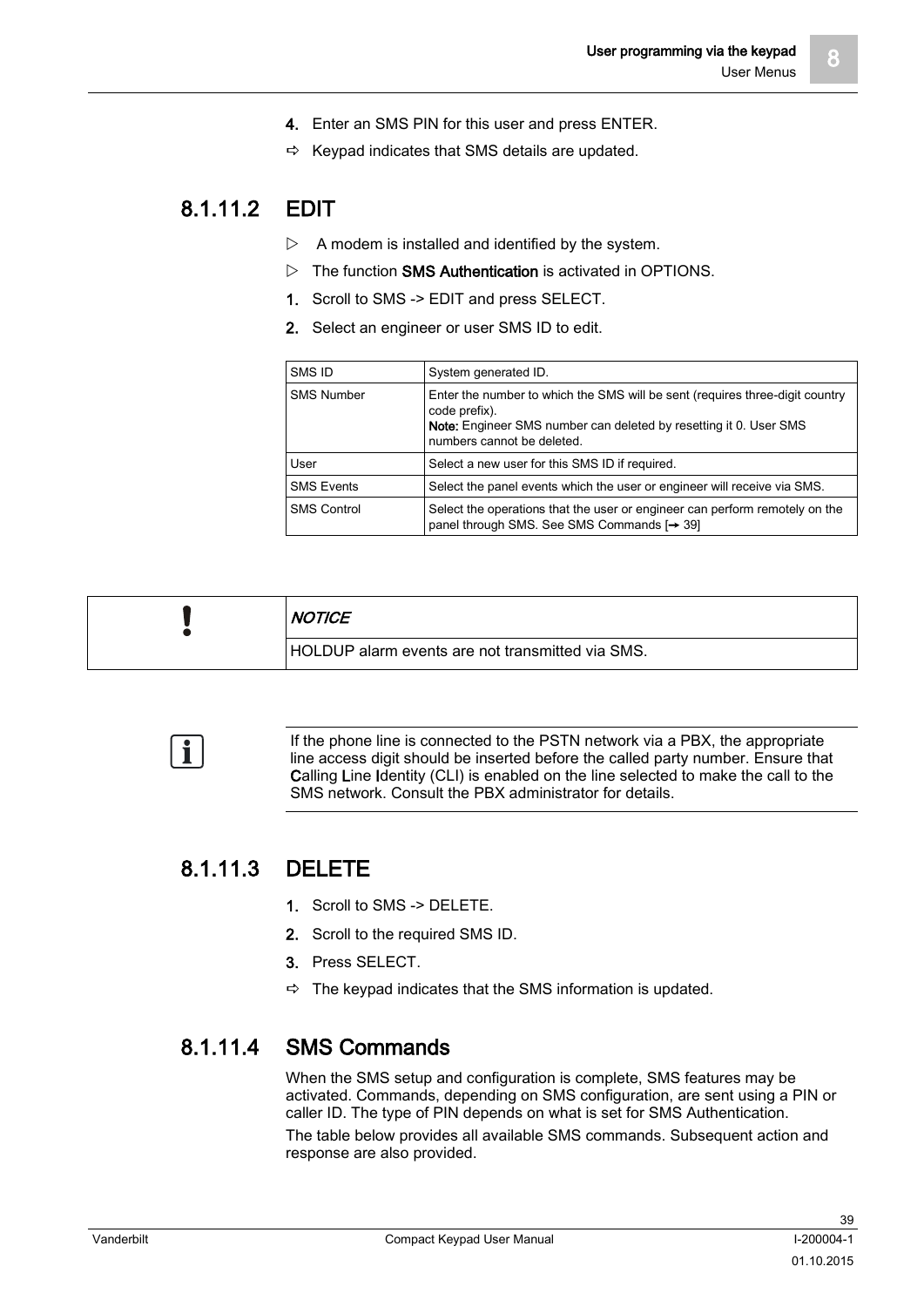4. Enter an SMS PIN for this user and press ENTER.

⇨ Keypad indicates that SMS details are updated.

## 8.1.11.2 EDIT

▷ A modem is installed and identified by the system.

▷ The function **SMS Authentication** is activated in OPTIONS.

1. Scroll to SMS -> EDIT and press SELECT.
2. Select an engineer or user SMS ID to edit.

| | |
|---|---|
| SMS ID | System generated ID. |
| SMS Number | Enter the number to which the SMS will be sent (requires three-digit country code prefix).<br>**Note:** Engineer SMS number can deleted by resetting it 0. User SMS numbers cannot be deleted. |
| User | Select a new user for this SMS ID if required. |
| SMS Events | Select the panel events which the user or engineer will receive via SMS. |
| SMS Control | Select the operations that the user or engineer can perform remotely on the panel through SMS. See SMS Commands [→ 39] |

| ! | *NOTICE* |
|---|---|
| | HOLDUP alarm events are not transmitted via SMS. |

If the phone line is connected to the PSTN network via a PBX, the appropriate line access digit should be inserted before the called party number. Ensure that **C**alling **L**ine **I**dentity (CLI) is enabled on the line selected to make the call to the SMS network. Consult the PBX administrator for details.

## 8.1.11.3 DELETE

1. Scroll to SMS -> DELETE.
2. Scroll to the required SMS ID.
3. Press SELECT.

⇨ The keypad indicates that the SMS information is updated.

## 8.1.11.4 SMS Commands

When the SMS setup and configuration is complete, SMS features may be activated. Commands, depending on SMS configuration, are sent using a PIN or caller ID. The type of PIN depends on what is set for SMS Authentication.

The table below provides all available SMS commands. Subsequent action and response are also provided.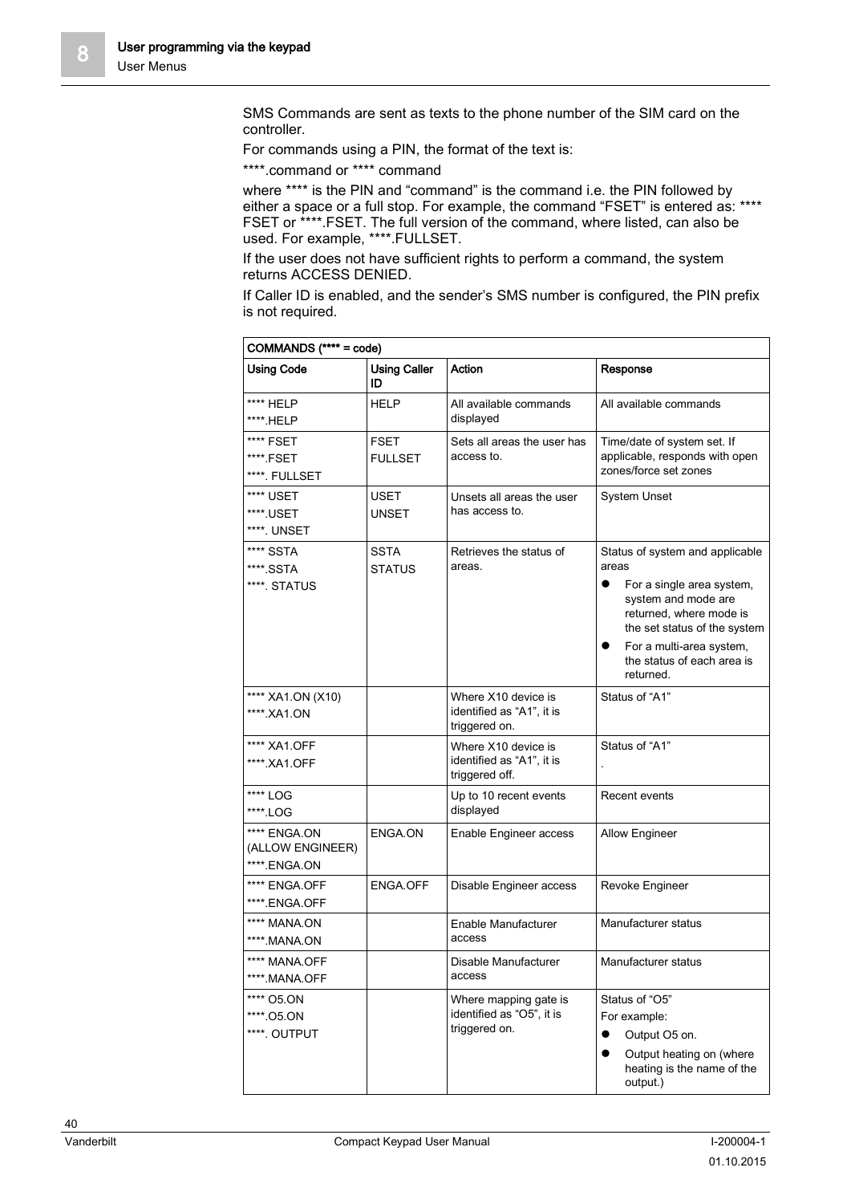SMS Commands are sent as texts to the phone number of the SIM card on the controller.

For commands using a PIN, the format of the text is:

****.command or **** command

where **** is the PIN and “command” is the command i.e. the PIN followed by either a space or a full stop. For example, the command “FSET” is entered as: **** FSET or ****.FSET. The full version of the command, where listed, can also be used. For example, ****.FULLSET.

If the user does not have sufficient rights to perform a command, the system returns ACCESS DENIED.

If Caller ID is enabled, and the sender’s SMS number is configured, the PIN prefix is not required.

| COMMANDS (**** = code) | | | |
|---|---|---|---|
| **Using Code** | **Using Caller ID** | **Action** | **Response** |
| **** HELP<br>****.HELP | HELP | All available commands displayed | All available commands |
| **** FSET<br>****.FSET<br>****. FULLSET | FSET<br>FULLSET | Sets all areas the user has access to. | Time/date of system set. If applicable, responds with open zones/force set zones |
| **** USET<br>****.USET<br>****. UNSET | USET<br>UNSET | Unsets all areas the user has access to. | System Unset |
| **** SSTA<br>****.SSTA<br>****. STATUS | SSTA<br>STATUS | Retrieves the status of areas. | Status of system and applicable areas<br>● For a single area system, system and mode are returned, where mode is the set status of the system<br>● For a multi-area system, the status of each area is returned. |
| **** XA1.ON (X10)<br>****.XA1.ON | | Where X10 device is identified as “A1”, it is triggered on. | Status of “A1” |
| **** XA1.OFF<br>****.XA1.OFF | | Where X10 device is identified as “A1”, it is triggered off. | Status of “A1”<br>. |
| **** LOG<br>****.LOG | | Up to 10 recent events displayed | Recent events |
| **** ENGA.ON (ALLOW ENGINEER)<br>****.ENGA.ON | ENGA.ON | Enable Engineer access | Allow Engineer |
| **** ENGA.OFF<br>****.ENGA.OFF | ENGA.OFF | Disable Engineer access | Revoke Engineer |
| **** MANA.ON<br>****.MANA.ON | | Enable Manufacturer access | Manufacturer status |
| **** MANA.OFF<br>****.MANA.OFF | | Disable Manufacturer access | Manufacturer status |
| **** O5.ON<br>****.O5.ON<br>****. OUTPUT | | Where mapping gate is identified as “O5”, it is triggered on. | Status of “O5”<br>For example:<br>● Output O5 on.<br>● Output heating on (where heating is the name of the output.) |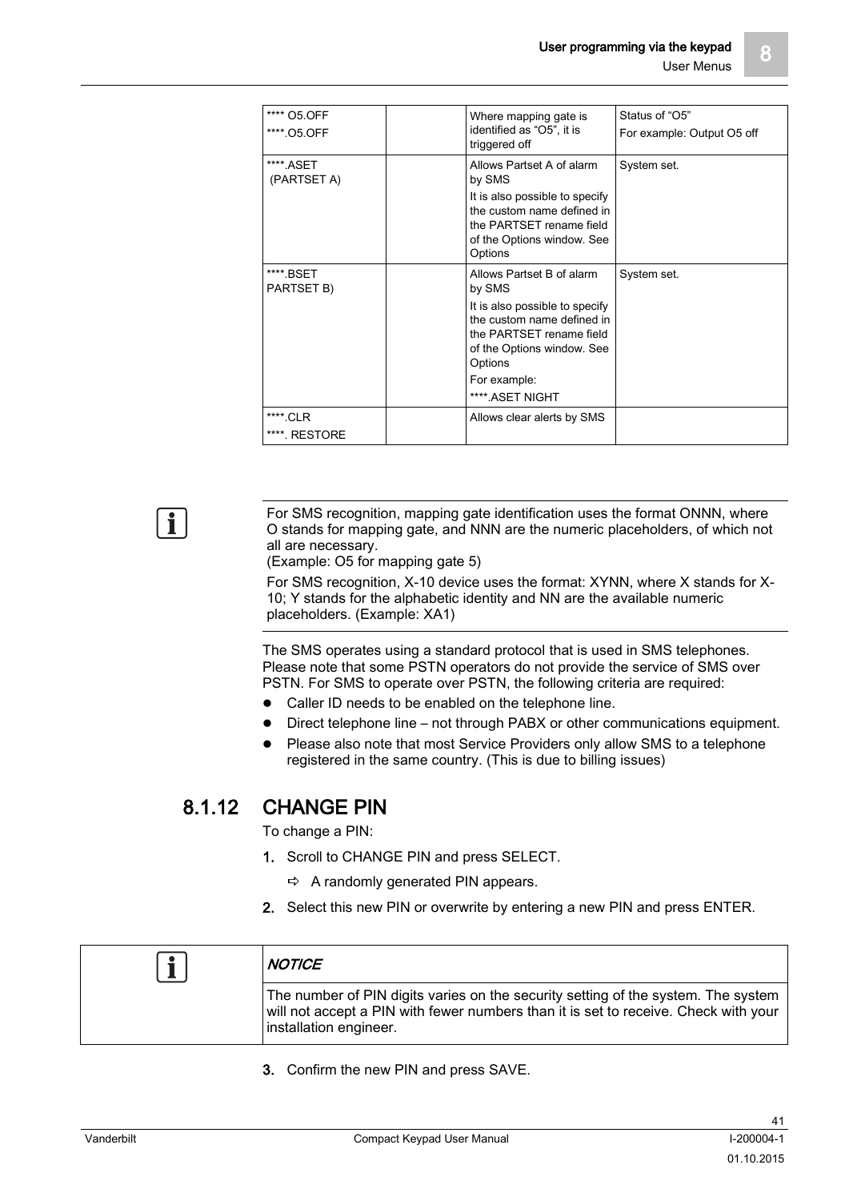| | | | |
|---|---|---|---|
| **** O5.OFF<br>****.O5.OFF | | Where mapping gate is identified as "O5", it is triggered off | Status of "O5"<br>For example: Output O5 off |
| ****.ASET<br>(PARTSET A) | | Allows Partset A of alarm by SMS<br>It is also possible to specify the custom name defined in the PARTSET rename field of the Options window. See Options | System set. |
| ****.BSET<br>PARTSET B) | | Allows Partset B of alarm by SMS<br>It is also possible to specify the custom name defined in the PARTSET rename field of the Options window. See Options<br>For example:<br>****.ASET NIGHT | System set. |
| ****.CLR<br>****. RESTORE | | Allows clear alerts by SMS | |

For SMS recognition, mapping gate identification uses the format ONNN, where O stands for mapping gate, and NNN are the numeric placeholders, of which not all are necessary.
(Example: O5 for mapping gate 5)

For SMS recognition, X-10 device uses the format: XYNN, where X stands for X-10; Y stands for the alphabetic identity and NN are the available numeric placeholders. (Example: XA1)

The SMS operates using a standard protocol that is used in SMS telephones. Please note that some PSTN operators do not provide the service of SMS over PSTN. For SMS to operate over PSTN, the following criteria are required:

- Caller ID needs to be enabled on the telephone line.
- Direct telephone line – not through PABX or other communications equipment.
- Please also note that most Service Providers only allow SMS to a telephone registered in the same country. (This is due to billing issues)

## 8.1.12 CHANGE PIN

To change a PIN:

1. Scroll to CHANGE PIN and press SELECT.
   ⇨ A randomly generated PIN appears.
2. Select this new PIN or overwrite by entering a new PIN and press ENTER.

***NOTICE***

The number of PIN digits varies on the security setting of the system. The system will not accept a PIN with fewer numbers than it is set to receive. Check with your installation engineer.

3. Confirm the new PIN and press SAVE.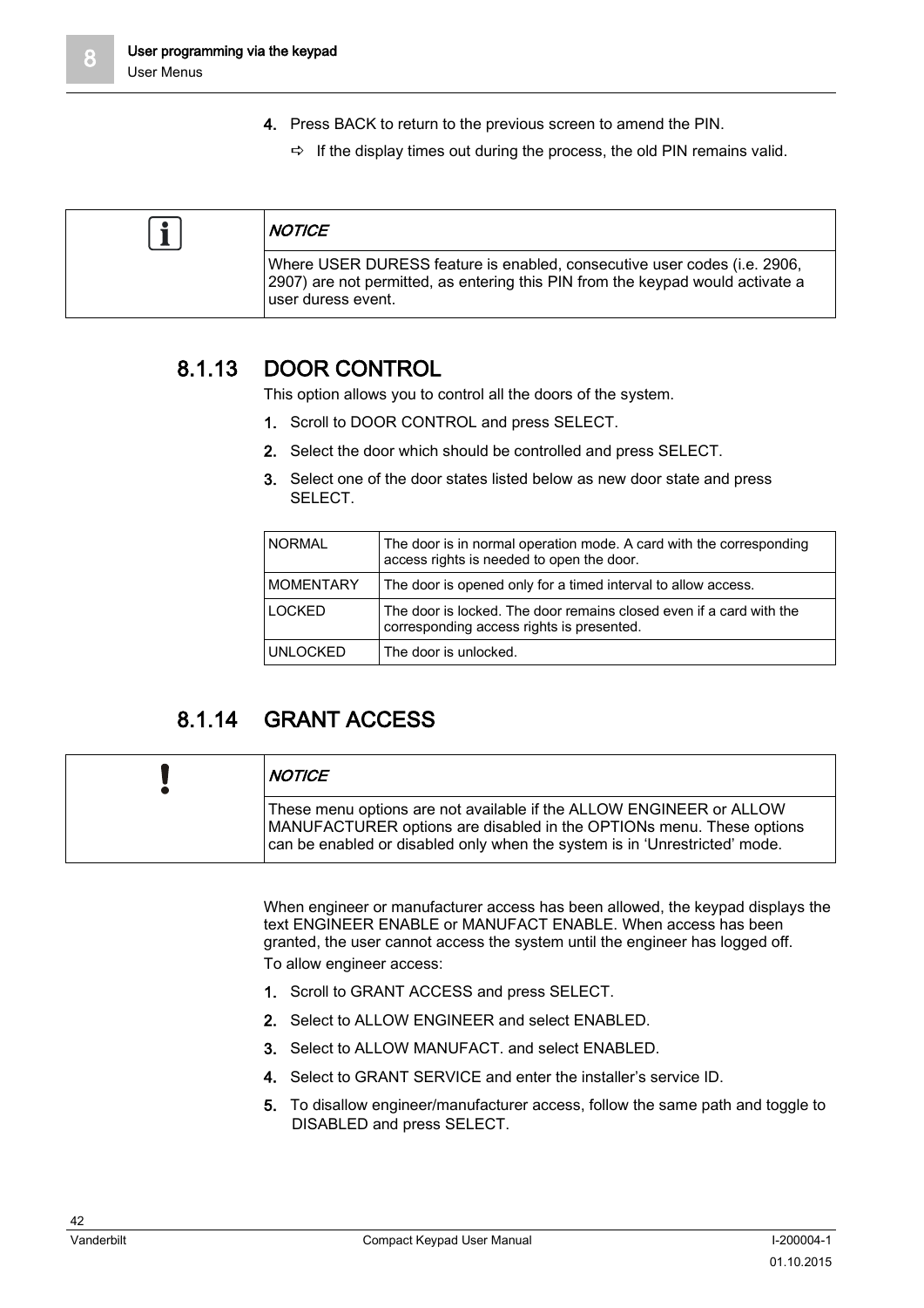4. Press BACK to return to the previous screen to amend the PIN.
   - ⇨ If the display times out during the process, the old PIN remains valid.

| | |
|---|---|
| | ***NOTICE*** |
| | Where USER DURESS feature is enabled, consecutive user codes (i.e. 2906, 2907) are not permitted, as entering this PIN from the keypad would activate a user duress event. |

### 8.1.13 DOOR CONTROL

This option allows you to control all the doors of the system.

1. Scroll to DOOR CONTROL and press SELECT.
2. Select the door which should be controlled and press SELECT.
3. Select one of the door states listed below as new door state and press SELECT.

| | |
|---|---|
| NORMAL | The door is in normal operation mode. A card with the corresponding access rights is needed to open the door. |
| MOMENTARY | The door is opened only for a timed interval to allow access. |
| LOCKED | The door is locked. The door remains closed even if a card with the corresponding access rights is presented. |
| UNLOCKED | The door is unlocked. |

### 8.1.14 GRANT ACCESS

| | |
|---|---|
| ! | ***NOTICE*** |
| | These menu options are not available if the ALLOW ENGINEER or ALLOW MANUFACTURER options are disabled in the OPTIONs menu. These options can be enabled or disabled only when the system is in 'Unrestricted' mode. |

When engineer or manufacturer access has been allowed, the keypad displays the text ENGINEER ENABLE or MANUFACT ENABLE. When access has been granted, the user cannot access the system until the engineer has logged off.

To allow engineer access:

1. Scroll to GRANT ACCESS and press SELECT.
2. Select to ALLOW ENGINEER and select ENABLED.
3. Select to ALLOW MANUFACT. and select ENABLED.
4. Select to GRANT SERVICE and enter the installer's service ID.
5. To disallow engineer/manufacturer access, follow the same path and toggle to DISABLED and press SELECT.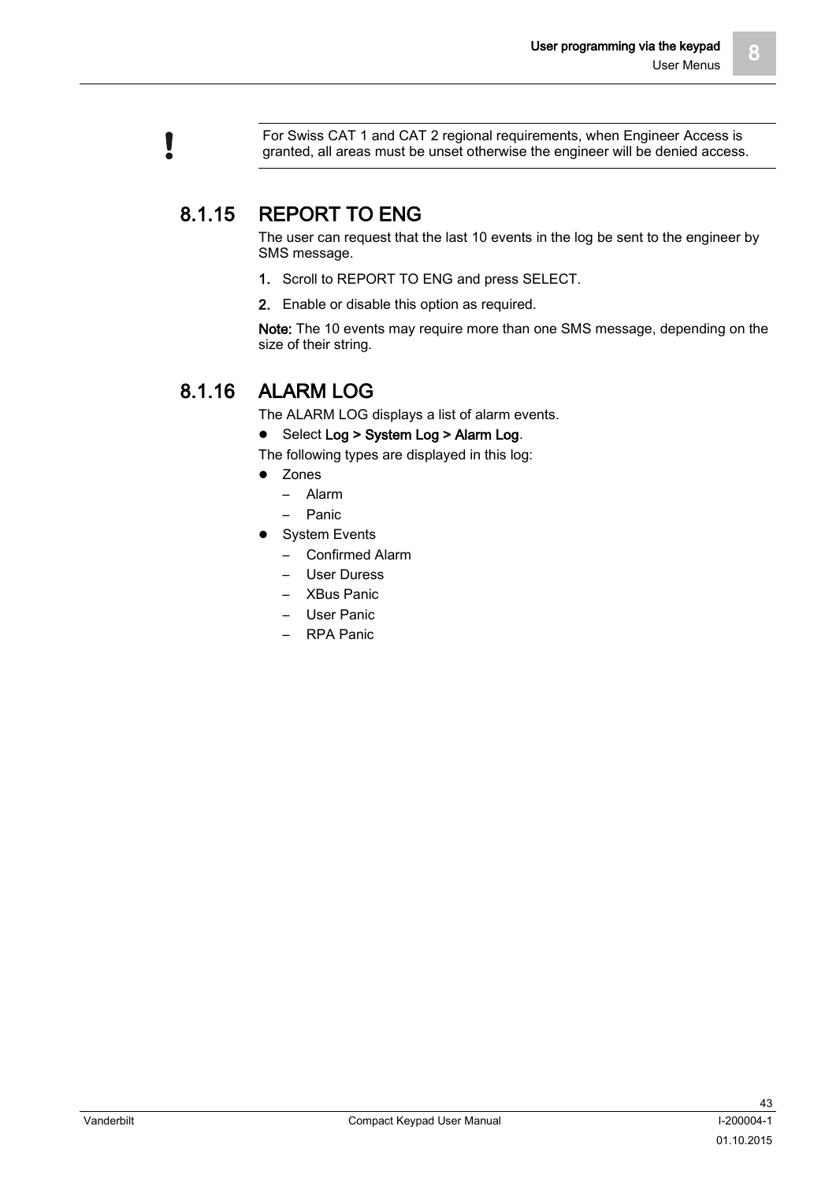**!** For Swiss CAT 1 and CAT 2 regional requirements, when Engineer Access is granted, all areas must be unset otherwise the engineer will be denied access.

### 8.1.15 REPORT TO ENG

The user can request that the last 10 events in the log be sent to the engineer by SMS message.

1. Scroll to REPORT TO ENG and press SELECT.
2. Enable or disable this option as required.

**Note:** The 10 events may require more than one SMS message, depending on the size of their string.

### 8.1.16 ALARM LOG

The ALARM LOG displays a list of alarm events.

- Select **Log > System Log > Alarm Log**.

The following types are displayed in this log:

- Zones
  - Alarm
  - Panic
- System Events
  - Confirmed Alarm
  - User Duress
  - XBus Panic
  - User Panic
  - RPA Panic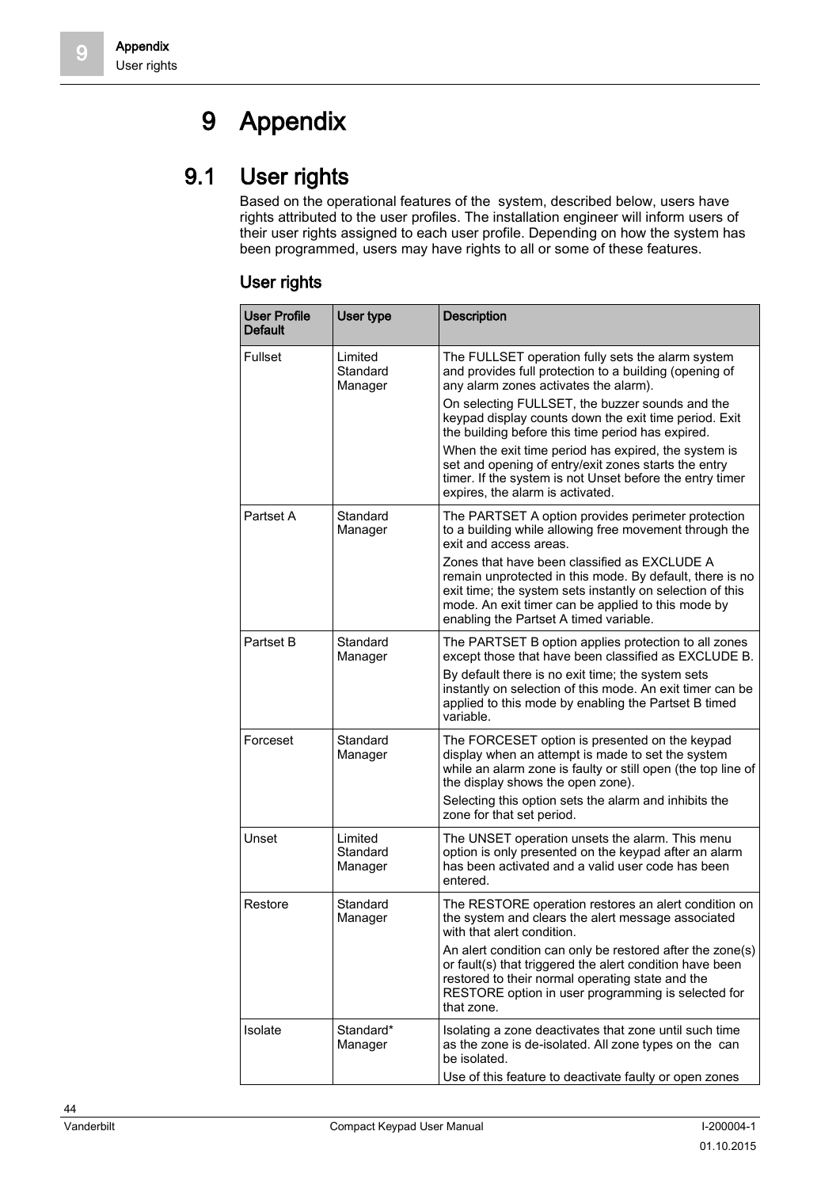# 9 Appendix

## 9.1 User rights

Based on the operational features of the  system, described below, users have rights attributed to the user profiles. The installation engineer will inform users of their user rights assigned to each user profile. Depending on how the system has been programmed, users may have rights to all or some of these features.

### User rights

| User Profile Default | User type | Description |
|---|---|---|
| Fullset | Limited<br>Standard<br>Manager | The FULLSET operation fully sets the alarm system and provides full protection to a building (opening of any alarm zones activates the alarm).<br>On selecting FULLSET, the buzzer sounds and the keypad display counts down the exit time period. Exit the building before this time period has expired.<br>When the exit time period has expired, the system is set and opening of entry/exit zones starts the entry timer. If the system is not Unset before the entry timer expires, the alarm is activated. |
| Partset A | Standard<br>Manager | The PARTSET A option provides perimeter protection to a building while allowing free movement through the exit and access areas.<br>Zones that have been classified as EXCLUDE A remain unprotected in this mode. By default, there is no exit time; the system sets instantly on selection of this mode. An exit timer can be applied to this mode by enabling the Partset A timed variable. |
| Partset B | Standard<br>Manager | The PARTSET B option applies protection to all zones except those that have been classified as EXCLUDE B.<br>By default there is no exit time; the system sets instantly on selection of this mode. An exit timer can be applied to this mode by enabling the Partset B timed variable. |
| Forceset | Standard<br>Manager | The FORCESET option is presented on the keypad display when an attempt is made to set the system while an alarm zone is faulty or still open (the top line of the display shows the open zone).<br>Selecting this option sets the alarm and inhibits the zone for that set period. |
| Unset | Limited<br>Standard<br>Manager | The UNSET operation unsets the alarm. This menu option is only presented on the keypad after an alarm has been activated and a valid user code has been entered. |
| Restore | Standard<br>Manager | The RESTORE operation restores an alert condition on the system and clears the alert message associated with that alert condition.<br>An alert condition can only be restored after the zone(s) or fault(s) that triggered the alert condition have been restored to their normal operating state and the RESTORE option in user programming is selected for that zone. |
| Isolate | Standard*<br>Manager | Isolating a zone deactivates that zone until such time as the zone is de-isolated. All zone types on the  can be isolated.<br>Use of this feature to deactivate faulty or open zones |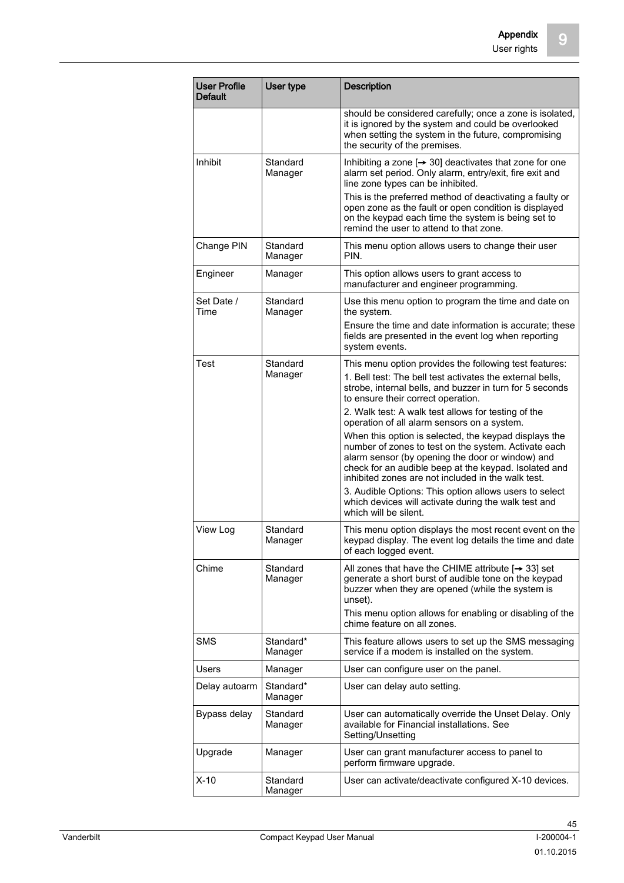| User Profile Default | User type | Description |
|---|---|---|
| | | should be considered carefully; once a zone is isolated, it is ignored by the system and could be overlooked when setting the system in the future, compromising the security of the premises. |
| Inhibit | Standard Manager | Inhibiting a zone [→ 30] deactivates that zone for one alarm set period. Only alarm, entry/exit, fire exit and line zone types can be inhibited. This is the preferred method of deactivating a faulty or open zone as the fault or open condition is displayed on the keypad each time the system is being set to remind the user to attend to that zone. |
| Change PIN | Standard Manager | This menu option allows users to change their user PIN. |
| Engineer | Manager | This option allows users to grant access to manufacturer and engineer programming. |
| Set Date / Time | Standard Manager | Use this menu option to program the time and date on the system. Ensure the time and date information is accurate; these fields are presented in the event log when reporting system events. |
| Test | Standard Manager | This menu option provides the following test features: 1. Bell test: The bell test activates the external bells, strobe, internal bells, and buzzer in turn for 5 seconds to ensure their correct operation. 2. Walk test: A walk test allows for testing of the operation of all alarm sensors on a system. When this option is selected, the keypad displays the number of zones to test on the system. Activate each alarm sensor (by opening the door or window) and check for an audible beep at the keypad. Isolated and inhibited zones are not included in the walk test. 3. Audible Options: This option allows users to select which devices will activate during the walk test and which will be silent. |
| View Log | Standard Manager | This menu option displays the most recent event on the keypad display. The event log details the time and date of each logged event. |
| Chime | Standard Manager | All zones that have the CHIME attribute [→ 33] set generate a short burst of audible tone on the keypad buzzer when they are opened (while the system is unset). This menu option allows for enabling or disabling of the chime feature on all zones. |
| SMS | Standard* Manager | This feature allows users to set up the SMS messaging service if a modem is installed on the system. |
| Users | Manager | User can configure user on the panel. |
| Delay autoarm | Standard* Manager | User can delay auto setting. |
| Bypass delay | Standard Manager | User can automatically override the Unset Delay. Only available for Financial installations. See Setting/Unsetting |
| Upgrade | Manager | User can grant manufacturer access to panel to perform firmware upgrade. |
| X-10 | Standard Manager | User can activate/deactivate configured X-10 devices. |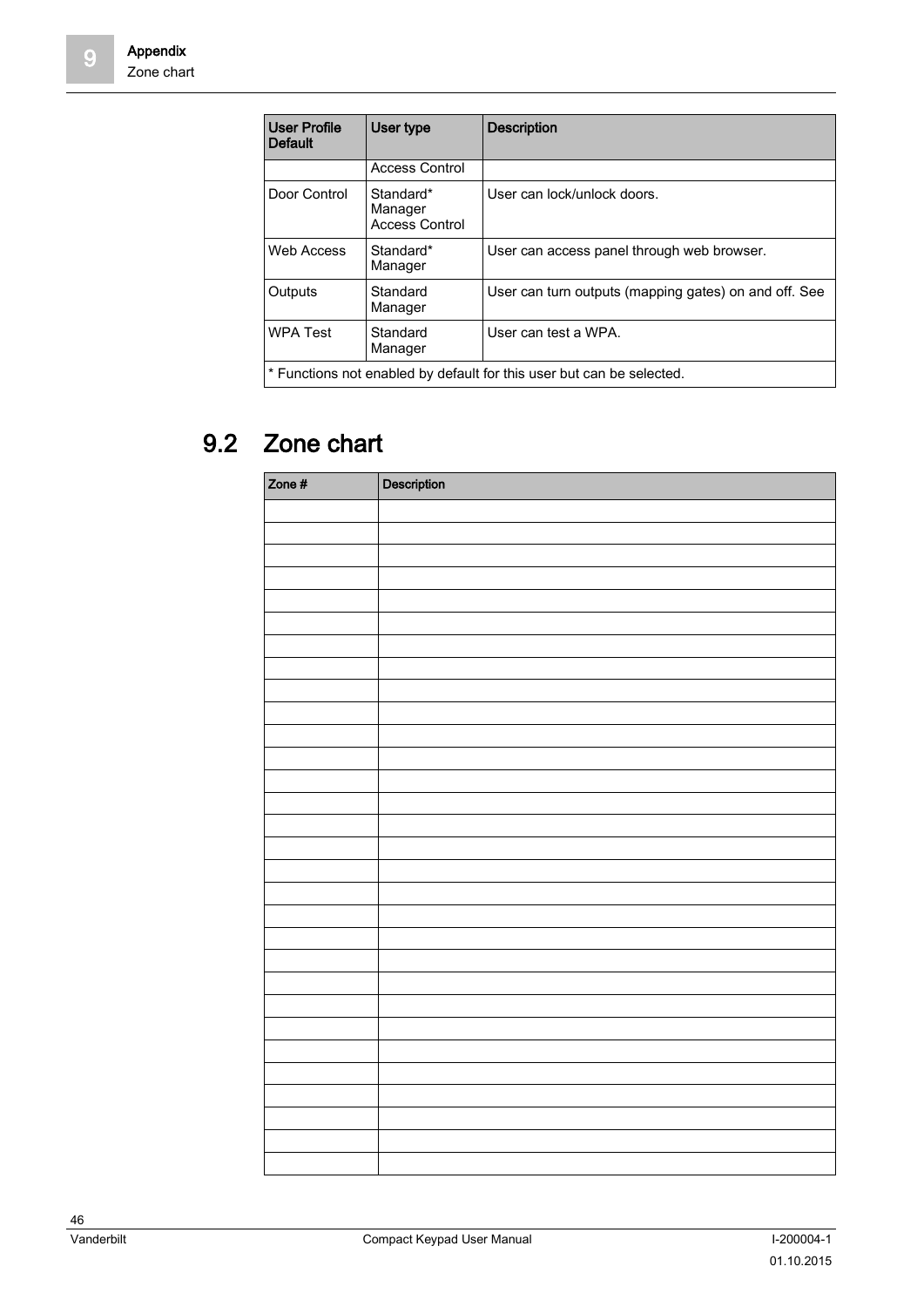| User Profile Default | User type | Description |
|---|---|---|
| | Access Control | |
| Door Control | Standard*<br>Manager<br>Access Control | User can lock/unlock doors. |
| Web Access | Standard*<br>Manager | User can access panel through web browser. |
| Outputs | Standard<br>Manager | User can turn outputs (mapping gates) on and off. See |
| WPA Test | Standard<br>Manager | User can test a WPA. |
| * Functions not enabled by default for this user but can be selected. | | |

## 9.2 Zone chart

| Zone # | Description |
|---|---|
| | |
| | |
| | |
| | |
| | |
| | |
| | |
| | |
| | |
| | |
| | |
| | |
| | |
| | |
| | |
| | |
| | |
| | |
| | |
| | |
| | |
| | |
| | |
| | |
| | |
| | |
| | |
| | |
| | |
| | |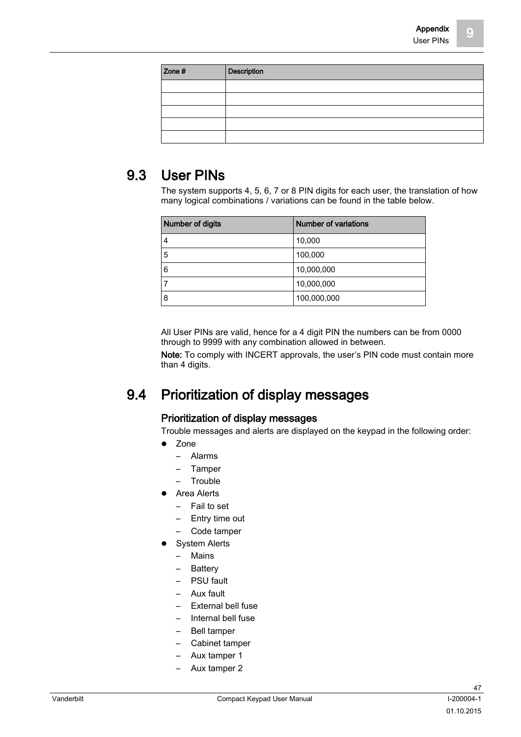| Zone # | Description |
| --- | --- |
| | |
| | |
| | |
| | |
| | |

## 9.3 User PINs

The system supports 4, 5, 6, 7 or 8 PIN digits for each user, the translation of how many logical combinations / variations can be found in the table below.

| Number of digits | Number of variations |
| --- | --- |
| 4 | 10,000 |
| 5 | 100,000 |
| 6 | 10,000,000 |
| 7 | 10,000,000 |
| 8 | 100,000,000 |

All User PINs are valid, hence for a 4 digit PIN the numbers can be from 0000 through to 9999 with any combination allowed in between.

**Note:** To comply with INCERT approvals, the user's PIN code must contain more than 4 digits.

## 9.4 Prioritization of display messages

### Prioritization of display messages

Trouble messages and alerts are displayed on the keypad in the following order:

- Zone
  - Alarms
  - Tamper
  - Trouble
- Area Alerts
  - Fail to set
  - Entry time out
  - Code tamper
- System Alerts
  - Mains
  - Battery
  - PSU fault
  - Aux fault
  - External bell fuse
  - Internal bell fuse
  - Bell tamper
  - Cabinet tamper
  - Aux tamper 1
  - Aux tamper 2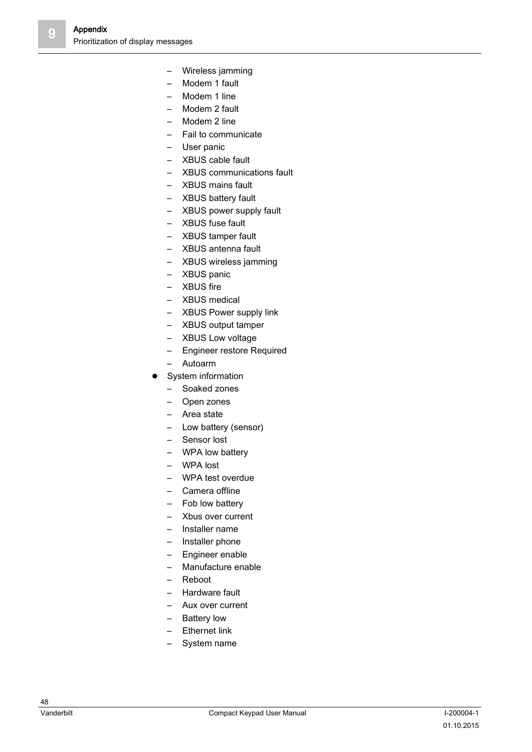- Wireless jamming
  - Modem 1 fault
  - Modem 1 line
  - Modem 2 fault
  - Modem 2 line
  - Fail to communicate
  - User panic
  - XBUS cable fault
  - XBUS communications fault
  - XBUS mains fault
  - XBUS battery fault
  - XBUS power supply fault
  - XBUS fuse fault
  - XBUS tamper fault
  - XBUS antenna fault
  - XBUS wireless jamming
  - XBUS panic
  - XBUS fire
  - XBUS medical
  - XBUS Power supply link
  - XBUS output tamper
  - XBUS Low voltage
  - Engineer restore Required
  - Autoarm
- System information
  - Soaked zones
  - Open zones
  - Area state
  - Low battery (sensor)
  - Sensor lost
  - WPA low battery
  - WPA lost
  - WPA test overdue
  - Camera offline
  - Fob low battery
  - Xbus over current
  - Installer name
  - Installer phone
  - Engineer enable
  - Manufacture enable
  - Reboot
  - Hardware fault
  - Aux over current
  - Battery low
  - Ethernet link
  - System name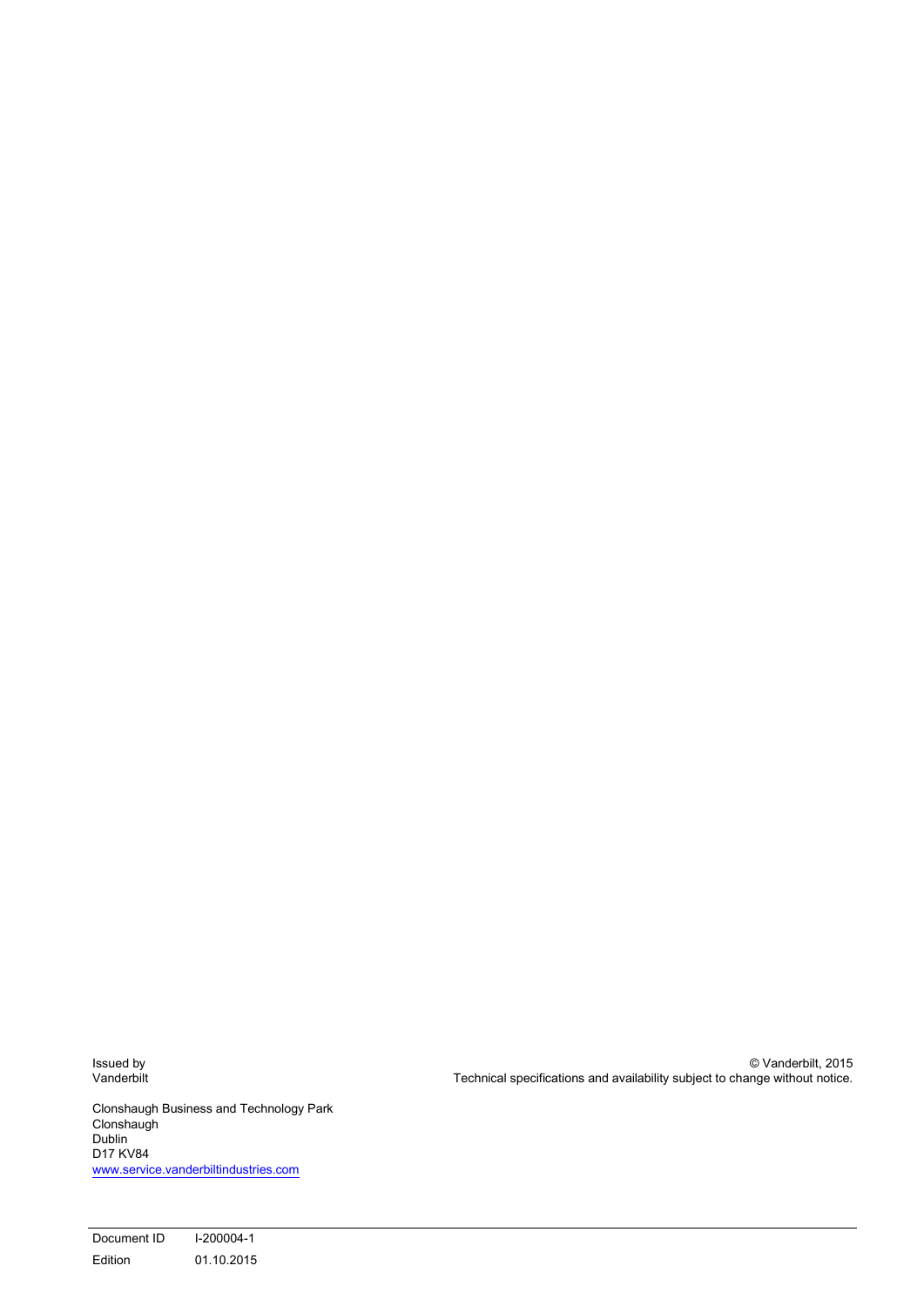Issued by
Vanderbilt

© Vanderbilt, 2015
Technical specifications and availability subject to change without notice.

Clonshaugh Business and Technology Park
Clonshaugh
Dublin
D17 KV84
www.service.vanderbiltindustries.com

| | |
|---|---|
| Document ID | I-200004-1 |
| Edition | 01.10.2015 |